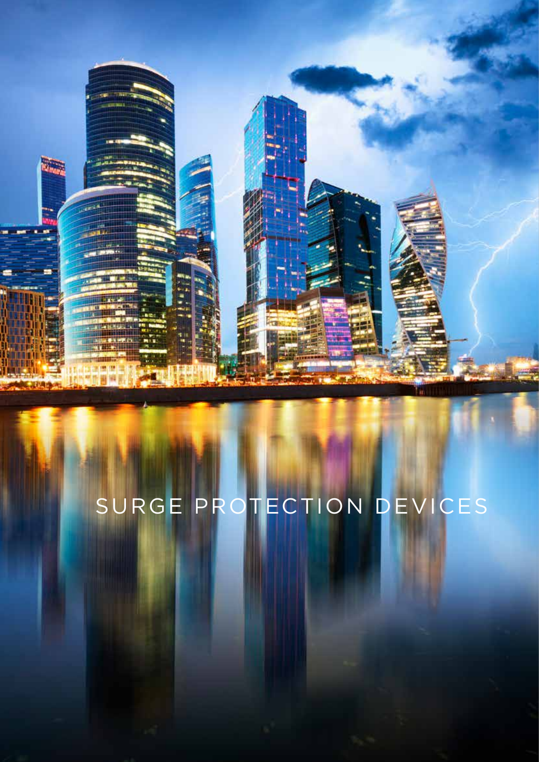# SURGE PROTECTION DEVICES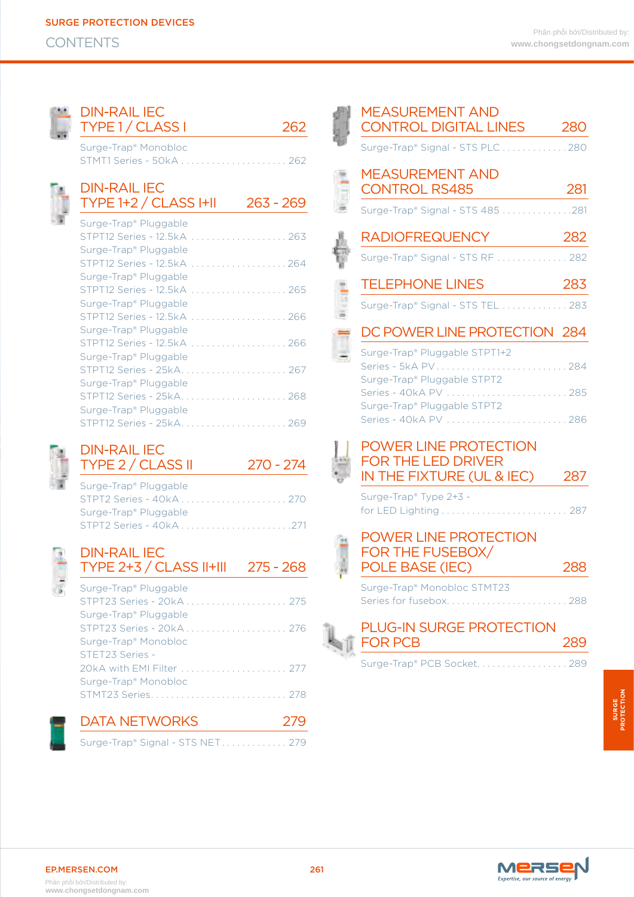# SURGE PROTECTION DEVICES

## CONTENTS

### DIN-RAIL IEC TYPE 1 / CLASS I — 262

Surge-Trap® Monobloc STMT1 Series - 50kA . . . . . . . . . . . . . . . . . . . . . 262

### DIN-RAIL IEC TYPE 1+2 / CLASS I+II — 263 - 269

Surge-Trap® Pluggable STPT12 Series - 12.5kA . . . . . . . . . . . . . . . . . . . 263
Surge-Trap® Pluggable STPT12 Series - 12.5kA . . . . . . . . . . . . . . . . . . . 264
Surge-Trap® Pluggable STPT12 Series - 12.5kA . . . . . . . . . . . . . . . . . . . 265
Surge-Trap® Pluggable STPT12 Series - 12.5kA . . . . . . . . . . . . . . . . . . . 266
Surge-Trap® Pluggable STPT12 Series - 12.5kA . . . . . . . . . . . . . . . . . . . 266
Surge-Trap® Pluggable STPT12 Series - 25kA. . . . . . . . . . . . . . . . . . . . . 267
Surge-Trap® Pluggable STPT12 Series - 25kA. . . . . . . . . . . . . . . . . . . . . 268
Surge-Trap® Pluggable STPT12 Series - 25kA. . . . . . . . . . . . . . . . . . . . . 269

### DIN-RAIL IEC TYPE 2 / CLASS II — 270 - 274

Surge-Trap® Pluggable STPT2 Series - 40kA . . . . . . . . . . . . . . . . . . . . . 270
Surge-Trap® Pluggable STPT2 Series - 40kA . . . . . . . . . . . . . . . . . . . . . 271

### DIN-RAIL IEC TYPE 2+3 / CLASS II+III — 275 - 268

Surge-Trap® Pluggable STPT23 Series - 20kA . . . . . . . . . . . . . . . . . . . 275
Surge-Trap® Pluggable STPT23 Series - 20kA . . . . . . . . . . . . . . . . . . . 276
Surge-Trap® Monobloc STET23 Series - 20kA with EMI Filter . . . . . . . . . . . . . . . . . . . . 277
Surge-Trap® Monobloc STMT23 Series. . . . . . . . . . . . . . . . . . . . . . . . . . . 278

### DATA NETWORKS — 279

Surge-Trap® Signal - STS NET. . . . . . . . . . . . . 279

### MEASUREMENT AND CONTROL DIGITAL LINES — 280

Surge-Trap® Signal - STS PLC . . . . . . . . . . . . . 280

### MEASUREMENT AND CONTROL RS485 — 281

Surge-Trap® Signal - STS 485 . . . . . . . . . . . . . .281

### RADIOFREQUENCY — 282

Surge-Trap® Signal - STS RF . . . . . . . . . . . . . 282

### TELEPHONE LINES — 283

Surge-Trap® Signal - STS TEL . . . . . . . . . . . . . 283

### DC POWER LINE PROTECTION — 284

Surge-Trap® Pluggable STPT1+2 Series - 5kA PV. . . . . . . . . . . . . . . . . . . . . . . . . . 284
Surge-Trap® Pluggable STPT2 Series - 40kA PV . . . . . . . . . . . . . . . . . . . . . . . . 285
Surge-Trap® Pluggable STPT2 Series - 40kA PV . . . . . . . . . . . . . . . . . . . . . . . . 286

### POWER LINE PROTECTION FOR THE LED DRIVER IN THE FIXTURE (UL & IEC) — 287

Surge-Trap® Type 2+3 - for LED Lighting . . . . . . . . . . . . . . . . . . . . . . . . . 287

### POWER LINE PROTECTION FOR THE FUSEBOX/ POLE BASE (IEC) — 288

Surge-Trap® Monobloc STMT23 Series for fusebox. . . . . . . . . . . . . . . . . . . . . . . . 288

### PLUG-IN SURGE PROTECTION FOR PCB — 289

Surge-Trap® PCB Socket. . . . . . . . . . . . . . . . . . 289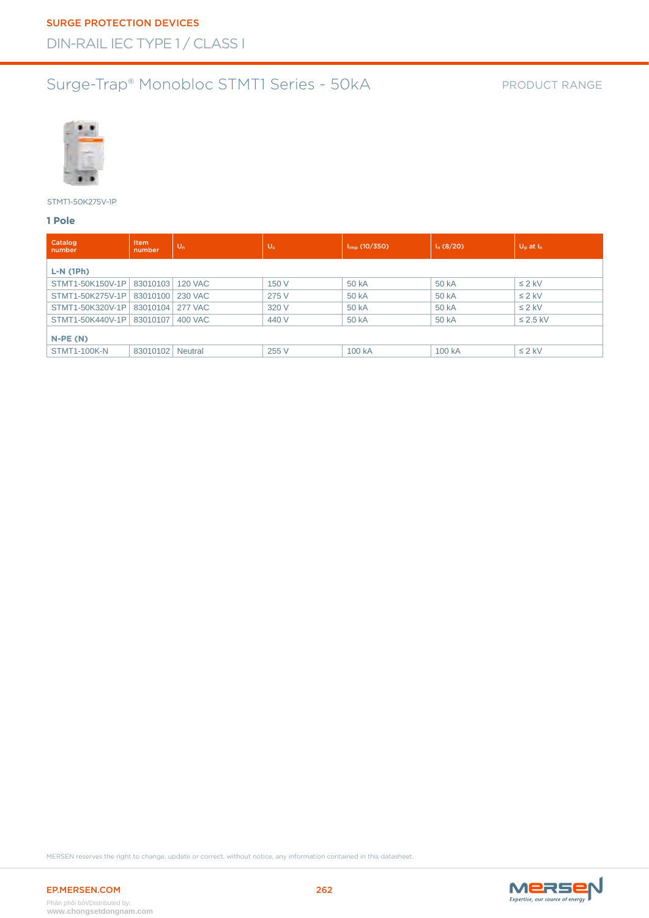SURGE PROTECTION DEVICES

DIN-RAIL IEC TYPE 1 / CLASS I

# Surge-Trap® Monobloc STMT1 Series - 50kA

PRODUCT RANGE

STMT1-50K275V-1P

## 1 Pole

| Catalog number | Item number | $U_n$ | $U_c$ | $I_{imp}$ (10/350) | $I_n$ (8/20) | $U_p$ at $I_n$ |
|---|---|---|---|---|---|---|
| **L-N (1Ph)** | | | | | | |
| STMT1-50K150V-1P | 83010103 | 120 VAC | 150 V | 50 kA | 50 kA | ≤ 2 kV |
| STMT1-50K275V-1P | 83010100 | 230 VAC | 275 V | 50 kA | 50 kA | ≤ 2 kV |
| STMT1-50K320V-1P | 83010104 | 277 VAC | 320 V | 50 kA | 50 kA | ≤ 2 kV |
| STMT1-50K440V-1P | 83010107 | 400 VAC | 440 V | 50 kA | 50 kA | ≤ 2.5 kV |
| **N-PE (N)** | | | | | | |
| STMT1-100K-N | 83010102 | Neutral | 255 V | 100 kA | 100 kA | ≤ 2 kV |

MERSEN reserves the right to change, update or correct, without notice, any information contained in this datasheet.

EP.MERSEN.COM

Phân phối bởi/Distributed by:
www.chongsetdongnam.com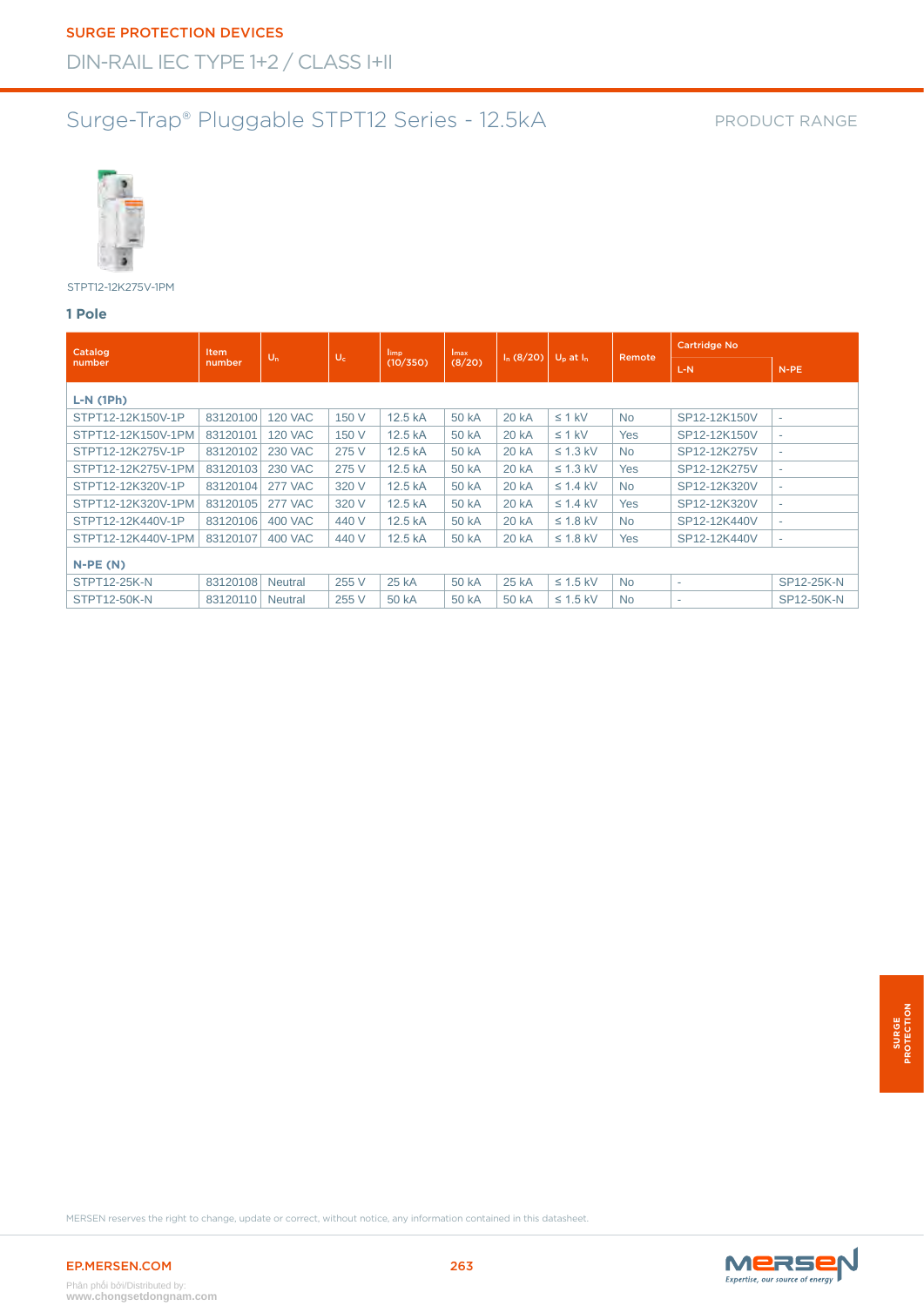SURGE PROTECTION DEVICES

DIN-RAIL IEC TYPE 1+2 / CLASS I+II

# Surge-Trap® Pluggable STPT12 Series - 12.5kA

PRODUCT RANGE

STPT12-12K275V-1PM

## 1 Pole

| Catalog number | Item number | $U_n$ | $U_c$ | Iimp (10/350) | Imax (8/20) | $I_n$ (8/20) | $U_p$ at $I_n$ | Remote | Cartridge No | |
|---|---|---|---|---|---|---|---|---|---|---|
| | | | | | | | | | L-N | N-PE |
| **L-N (1Ph)** | | | | | | | | | | |
| STPT12-12K150V-1P | 83120100 | 120 VAC | 150 V | 12.5 kA | 50 kA | 20 kA | ≤ 1 kV | No | SP12-12K150V | - |
| STPT12-12K150V-1PM | 83120101 | 120 VAC | 150 V | 12.5 kA | 50 kA | 20 kA | ≤ 1 kV | Yes | SP12-12K150V | - |
| STPT12-12K275V-1P | 83120102 | 230 VAC | 275 V | 12.5 kA | 50 kA | 20 kA | ≤ 1.3 kV | No | SP12-12K275V | - |
| STPT12-12K275V-1PM | 83120103 | 230 VAC | 275 V | 12.5 kA | 50 kA | 20 kA | ≤ 1.3 kV | Yes | SP12-12K275V | - |
| STPT12-12K320V-1P | 83120104 | 277 VAC | 320 V | 12.5 kA | 50 kA | 20 kA | ≤ 1.4 kV | No | SP12-12K320V | - |
| STPT12-12K320V-1PM | 83120105 | 277 VAC | 320 V | 12.5 kA | 50 kA | 20 kA | ≤ 1.4 kV | Yes | SP12-12K320V | - |
| STPT12-12K440V-1P | 83120106 | 400 VAC | 440 V | 12.5 kA | 50 kA | 20 kA | ≤ 1.8 kV | No | SP12-12K440V | - |
| STPT12-12K440V-1PM | 83120107 | 400 VAC | 440 V | 12.5 kA | 50 kA | 20 kA | ≤ 1.8 kV | Yes | SP12-12K440V | - |
| **N-PE (N)** | | | | | | | | | | |
| STPT12-25K-N | 83120108 | Neutral | 255 V | 25 kA | 50 kA | 25 kA | ≤ 1.5 kV | No | - | SP12-25K-N |
| STPT12-50K-N | 83120110 | Neutral | 255 V | 50 kA | 50 kA | 50 kA | ≤ 1.5 kV | No | - | SP12-50K-N |

SURGE PROTECTION

MERSEN reserves the right to change, update or correct, without notice, any information contained in this datasheet.

EP.MERSEN.COM

Phân phối bởi/Distributed by:
www.chongsetdongnam.com

MERSEN Expertise, our source of energy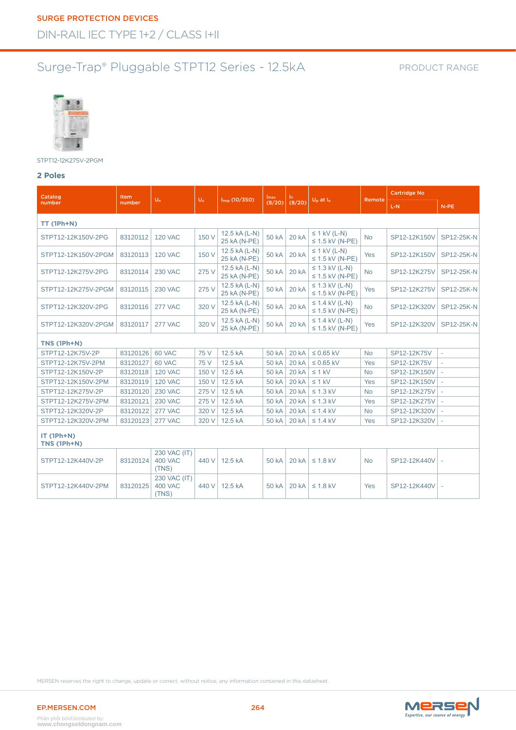SURGE PROTECTION DEVICES

DIN-RAIL IEC TYPE 1+2 / CLASS I+II

# Surge-Trap® Pluggable STPT12 Series - 12.5kA

PRODUCT RANGE

STPT12-12K275V-2PGM

## 2 Poles

| Catalog number | Item number | $U_n$ | $U_c$ | $I_{imp}$ (10/350) | $I_{max}$ (8/20) | $I_n$ (8/20) | $U_p$ at $I_n$ | Remote | Cartridge No | |
|---|---|---|---|---|---|---|---|---|---|---|
| | | | | | | | | | L-N | N-PE |
| **TT (1Ph+N)** | | | | | | | | | | |
| STPT12-12K150V-2PG | 83120112 | 120 VAC | 150 V | 12.5 kA (L-N) 25 kA (N-PE) | 50 kA | 20 kA | ≤ 1 kV (L-N) ≤ 1.5 kV (N-PE) | No | SP12-12K150V | SP12-25K-N |
| STPT12-12K150V-2PGM | 83120113 | 120 VAC | 150 V | 12.5 kA (L-N) 25 kA (N-PE) | 50 kA | 20 kA | ≤ 1 kV (L-N) ≤ 1.5 kV (N-PE) | Yes | SP12-12K150V | SP12-25K-N |
| STPT12-12K275V-2PG | 83120114 | 230 VAC | 275 V | 12.5 kA (L-N) 25 kA (N-PE) | 50 kA | 20 kA | ≤ 1.3 kV (L-N) ≤ 1.5 kV (N-PE) | No | SP12-12K275V | SP12-25K-N |
| STPT12-12K275V-2PGM | 83120115 | 230 VAC | 275 V | 12.5 kA (L-N) 25 kA (N-PE) | 50 kA | 20 kA | ≤ 1.3 kV (L-N) ≤ 1.5 kV (N-PE) | Yes | SP12-12K275V | SP12-25K-N |
| STPT12-12K320V-2PG | 83120116 | 277 VAC | 320 V | 12.5 kA (L-N) 25 kA (N-PE) | 50 kA | 20 kA | ≤ 1.4 kV (L-N) ≤ 1.5 kV (N-PE) | No | SP12-12K320V | SP12-25K-N |
| STPT12-12K320V-2PGM | 83120117 | 277 VAC | 320 V | 12.5 kA (L-N) 25 kA (N-PE) | 50 kA | 20 kA | ≤ 1.4 kV (L-N) ≤ 1.5 kV (N-PE) | Yes | SP12-12K320V | SP12-25K-N |
| **TNS (1Ph+N)** | | | | | | | | | | |
| STPT12-12K75V-2P | 83120126 | 60 VAC | 75 V | 12.5 kA | 50 kA | 20 kA | ≤ 0.65 kV | No | SP12-12K75V | - |
| STPT12-12K75V-2PM | 83120127 | 60 VAC | 75 V | 12.5 kA | 50 kA | 20 kA | ≤ 0.65 kV | Yes | SP12-12K75V | - |
| STPT12-12K150V-2P | 83120118 | 120 VAC | 150 V | 12.5 kA | 50 kA | 20 kA | ≤ 1 kV | No | SP12-12K150V | - |
| STPT12-12K150V-2PM | 83120119 | 120 VAC | 150 V | 12.5 kA | 50 kA | 20 kA | ≤ 1 kV | Yes | SP12-12K150V | - |
| STPT12-12K275V-2P | 83120120 | 230 VAC | 275 V | 12.5 kA | 50 kA | 20 kA | ≤ 1.3 kV | No | SP12-12K275V | - |
| STPT12-12K275V-2PM | 83120121 | 230 VAC | 275 V | 12.5 kA | 50 kA | 20 kA | ≤ 1.3 kV | Yes | SP12-12K275V | - |
| STPT12-12K320V-2P | 83120122 | 277 VAC | 320 V | 12.5 kA | 50 kA | 20 kA | ≤ 1.4 kV | No | SP12-12K320V | - |
| STPT12-12K320V-2PM | 83120123 | 277 VAC | 320 V | 12.5 kA | 50 kA | 20 kA | ≤ 1.4 kV | Yes | SP12-12K320V | - |
| **IT (1Ph+N) TNS (1Ph+N)** | | | | | | | | | | |
| STPT12-12K440V-2P | 83120124 | 230 VAC (IT) 400 VAC (TNS) | 440 V | 12.5 kA | 50 kA | 20 kA | ≤ 1.8 kV | No | SP12-12K440V | - |
| STPT12-12K440V-2PM | 83120125 | 230 VAC (IT) 400 VAC (TNS) | 440 V | 12.5 kA | 50 kA | 20 kA | ≤ 1.8 kV | Yes | SP12-12K440V | - |

MERSEN reserves the right to change, update or correct, without notice, any information contained in this datasheet.

EP.MERSEN.COM

Phân phối bởi/Distributed by:
www.chongsetdongnam.com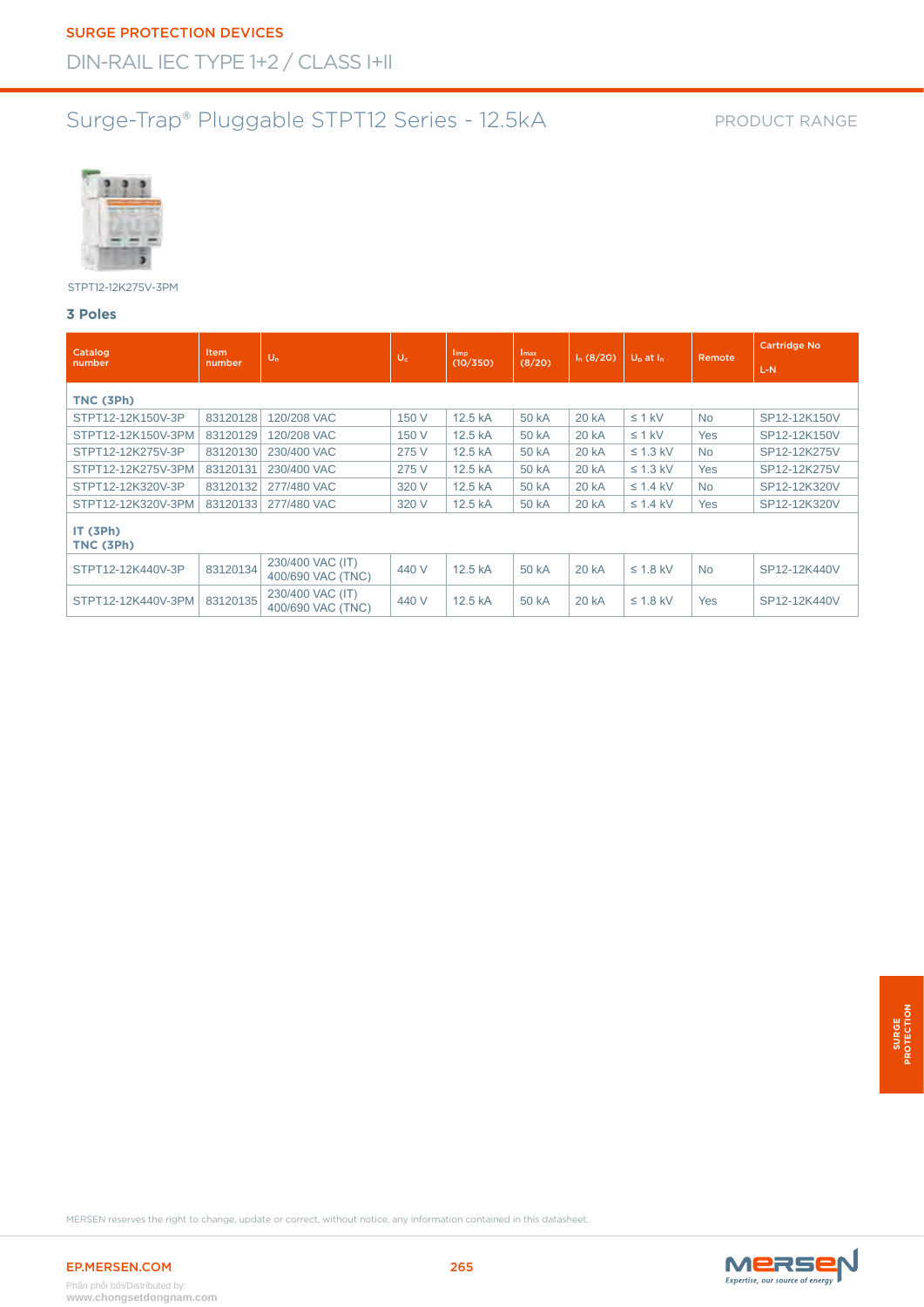SURGE PROTECTION DEVICES

DIN-RAIL IEC TYPE 1+2 / CLASS I+II

# Surge-Trap® Pluggable STPT12 Series - 12.5kA

PRODUCT RANGE

STPT12-12K275V-3PM

### 3 Poles

| Catalog number | Item number | $U_n$ | $U_c$ | $I_{imp}$ (10/350) | $I_{max}$ (8/20) | $I_n$ (8/20) | $U_p$ at $I_n$ | Remote | Cartridge No L-N |
|---|---|---|---|---|---|---|---|---|---|
| **TNC (3Ph)** | | | | | | | | | |
| STPT12-12K150V-3P | 83120128 | 120/208 VAC | 150 V | 12.5 kA | 50 kA | 20 kA | ≤ 1 kV | No | SP12-12K150V |
| STPT12-12K150V-3PM | 83120129 | 120/208 VAC | 150 V | 12.5 kA | 50 kA | 20 kA | ≤ 1 kV | Yes | SP12-12K150V |
| STPT12-12K275V-3P | 83120130 | 230/400 VAC | 275 V | 12.5 kA | 50 kA | 20 kA | ≤ 1.3 kV | No | SP12-12K275V |
| STPT12-12K275V-3PM | 83120131 | 230/400 VAC | 275 V | 12.5 kA | 50 kA | 20 kA | ≤ 1.3 kV | Yes | SP12-12K275V |
| STPT12-12K320V-3P | 83120132 | 277/480 VAC | 320 V | 12.5 kA | 50 kA | 20 kA | ≤ 1.4 kV | No | SP12-12K320V |
| STPT12-12K320V-3PM | 83120133 | 277/480 VAC | 320 V | 12.5 kA | 50 kA | 20 kA | ≤ 1.4 kV | Yes | SP12-12K320V |
| **IT (3Ph) TNC (3Ph)** | | | | | | | | | |
| STPT12-12K440V-3P | 83120134 | 230/400 VAC (IT) 400/690 VAC (TNC) | 440 V | 12.5 kA | 50 kA | 20 kA | ≤ 1.8 kV | No | SP12-12K440V |
| STPT12-12K440V-3PM | 83120135 | 230/400 VAC (IT) 400/690 VAC (TNC) | 440 V | 12.5 kA | 50 kA | 20 kA | ≤ 1.8 kV | Yes | SP12-12K440V |

MERSEN reserves the right to change, update or correct, without notice, any information contained in this datasheet.

EP.MERSEN.COM

Phân phối bởi/Distributed by:
www.chongsetdongnam.com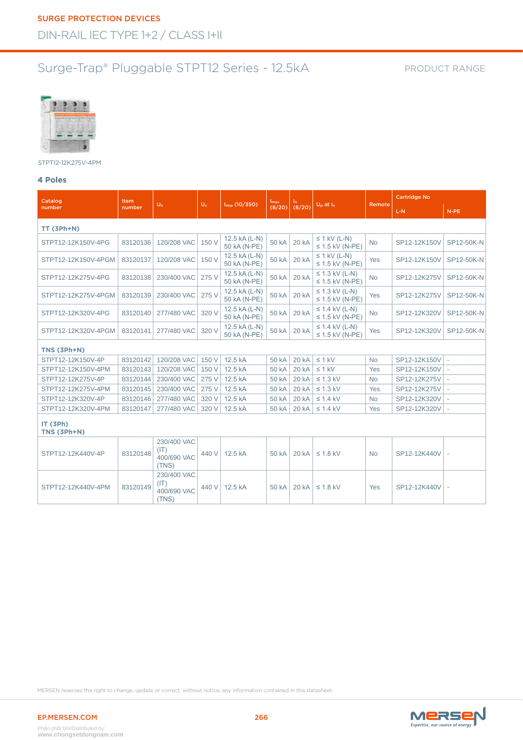SURGE PROTECTION DEVICES

DIN-RAIL IEC TYPE 1+2 / CLASS I+II

# Surge-Trap® Pluggable STPT12 Series - 12.5kA

PRODUCT RANGE

STPT12-12K275V-4PM

### 4 Poles

| Catalog number | Item number | $U_n$ | $U_c$ | $I_{imp}$ (10/350) | $I_{max}$ (8/20) | $I_n$ (8/20) | $U_p$ at $I_n$ | Remote | Cartridge No | |
|---|---|---|---|---|---|---|---|---|---|---|
| | | | | | | | | | L-N | N-PE |
| **TT (3Ph+N)** | | | | | | | | | | |
| STPT12-12K150V-4PG | 83120136 | 120/208 VAC | 150 V | 12.5 kA (L-N) 50 kA (N-PE) | 50 kA | 20 kA | ≤ 1 kV (L-N) ≤ 1.5 kV (N-PE) | No | SP12-12K150V | SP12-50K-N |
| STPT12-12K150V-4PGM | 83120137 | 120/208 VAC | 150 V | 12.5 kA (L-N) 50 kA (N-PE) | 50 kA | 20 kA | ≤ 1 kV (L-N) ≤ 1.5 kV (N-PE) | Yes | SP12-12K150V | SP12-50K-N |
| STPT12-12K275V-4PG | 83120138 | 230/400 VAC | 275 V | 12.5 kA (L-N) 50 kA (N-PE) | 50 kA | 20 kA | ≤ 1.3 kV (L-N) ≤ 1.5 kV (N-PE) | No | SP12-12K275V | SP12-50K-N |
| STPT12-12K275V-4PGM | 83120139 | 230/400 VAC | 275 V | 12.5 kA (L-N) 50 kA (N-PE) | 50 kA | 20 kA | ≤ 1.3 kV (L-N) ≤ 1.5 kV (N-PE) | Yes | SP12-12K275V | SP12-50K-N |
| STPT12-12K320V-4PG | 83120140 | 277/480 VAC | 320 V | 12.5 kA (L-N) 50 kA (N-PE) | 50 kA | 20 kA | ≤ 1.4 kV (L-N) ≤ 1.5 kV (N-PE) | No | SP12-12K320V | SP12-50K-N |
| STPT12-12K320V-4PGM | 83120141 | 277/480 VAC | 320 V | 12.5 kA (L-N) 50 kA (N-PE) | 50 kA | 20 kA | ≤ 1.4 kV (L-N) ≤ 1.5 kV (N-PE) | Yes | SP12-12K320V | SP12-50K-N |
| **TNS (3Ph+N)** | | | | | | | | | | |
| STPT12-12K150V-4P | 83120142 | 120/208 VAC | 150 V | 12.5 kA | 50 kA | 20 kA | ≤ 1 kV | No | SP12-12K150V | - |
| STPT12-12K150V-4PM | 83120143 | 120/208 VAC | 150 V | 12.5 kA | 50 kA | 20 kA | ≤ 1 kV | Yes | SP12-12K150V | - |
| STPT12-12K275V-4P | 83120144 | 230/400 VAC | 275 V | 12.5 kA | 50 kA | 20 kA | ≤ 1.3 kV | No | SP12-12K275V | - |
| STPT12-12K275V-4PM | 83120145 | 230/400 VAC | 275 V | 12.5 kA | 50 kA | 20 kA | ≤ 1.3 kV | Yes | SP12-12K275V | - |
| STPT12-12K320V-4P | 83120146 | 277/480 VAC | 320 V | 12.5 kA | 50 kA | 20 kA | ≤ 1.4 kV | No | SP12-12K320V | - |
| STPT12-12K320V-4PM | 83120147 | 277/480 VAC | 320 V | 12.5 kA | 50 kA | 20 kA | ≤ 1.4 kV | Yes | SP12-12K320V | - |
| **IT (3Ph) TNS (3Ph+N)** | | | | | | | | | | |
| STPT12-12K440V-4P | 83120148 | 230/400 VAC (IT) 400/690 VAC (TNS) | 440 V | 12.5 kA | 50 kA | 20 kA | ≤ 1.8 kV | No | SP12-12K440V | - |
| STPT12-12K440V-4PM | 83120149 | 230/400 VAC (IT) 400/690 VAC (TNS) | 440 V | 12.5 kA | 50 kA | 20 kA | ≤ 1.8 kV | Yes | SP12-12K440V | - |

MERSEN reserves the right to change, update or correct, without notice, any information contained in this datasheet.

EP.MERSEN.COM

Phân phối bởi/Distributed by:
www.chongsetdongnam.com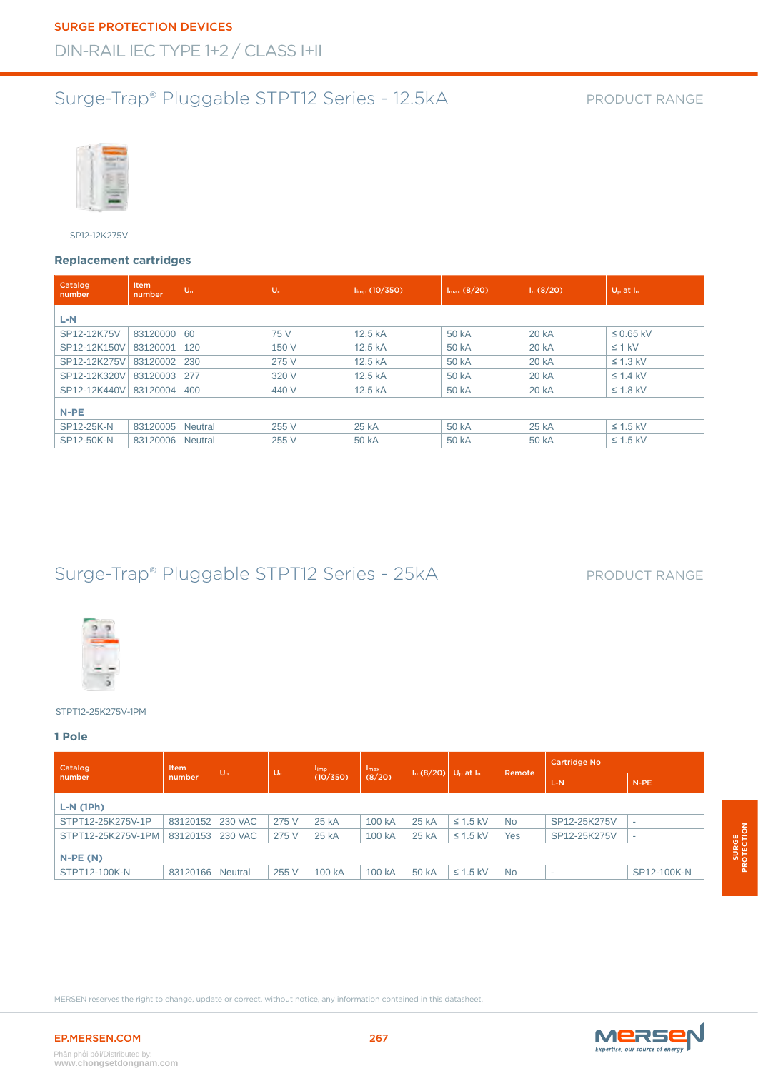# SURGE PROTECTION DEVICES

## DIN-RAIL IEC TYPE 1+2 / CLASS I+II

## Surge-Trap® Pluggable STPT12 Series - 12.5kA

PRODUCT RANGE

SP12-12K275V

### Replacement cartridges

| Catalog number | Item number | $U_n$ | $U_c$ | $I_{imp}$ (10/350) | $I_{max}$ (8/20) | $I_n$ (8/20) | $U_p$ at $I_n$ |
|---|---|---|---|---|---|---|---|
| **L-N** | | | | | | | |
| SP12-12K75V | 83120000 | 60 | 75 V | 12.5 kA | 50 kA | 20 kA | ≤ 0.65 kV |
| SP12-12K150V | 83120001 | 120 | 150 V | 12.5 kA | 50 kA | 20 kA | ≤ 1 kV |
| SP12-12K275V | 83120002 | 230 | 275 V | 12.5 kA | 50 kA | 20 kA | ≤ 1.3 kV |
| SP12-12K320V | 83120003 | 277 | 320 V | 12.5 kA | 50 kA | 20 kA | ≤ 1.4 kV |
| SP12-12K440V | 83120004 | 400 | 440 V | 12.5 kA | 50 kA | 20 kA | ≤ 1.8 kV |
| **N-PE** | | | | | | | |
| SP12-25K-N | 83120005 | Neutral | 255 V | 25 kA | 50 kA | 25 kA | ≤ 1.5 kV |
| SP12-50K-N | 83120006 | Neutral | 255 V | 50 kA | 50 kA | 50 kA | ≤ 1.5 kV |

## Surge-Trap® Pluggable STPT12 Series - 25kA

PRODUCT RANGE

STPT12-25K275V-1PM

### 1 Pole

| Catalog number | Item number | $U_n$ | $U_c$ | $I_{imp}$ (10/350) | $I_{max}$ (8/20) | $I_n$ (8/20) | $U_p$ at $I_n$ | Remote | Cartridge No | |
|---|---|---|---|---|---|---|---|---|---|---|
| | | | | | | | | | L-N | N-PE |
| **L-N (1Ph)** | | | | | | | | | | |
| STPT12-25K275V-1P | 83120152 | 230 VAC | 275 V | 25 kA | 100 kA | 25 kA | ≤ 1.5 kV | No | SP12-25K275V | - |
| STPT12-25K275V-1PM | 83120153 | 230 VAC | 275 V | 25 kA | 100 kA | 25 kA | ≤ 1.5 kV | Yes | SP12-25K275V | - |
| **N-PE (N)** | | | | | | | | | | |
| STPT12-100K-N | 83120166 | Neutral | 255 V | 100 kA | 100 kA | 50 kA | ≤ 1.5 kV | No | - | SP12-100K-N |

MERSEN reserves the right to change, update or correct, without notice, any information contained in this datasheet.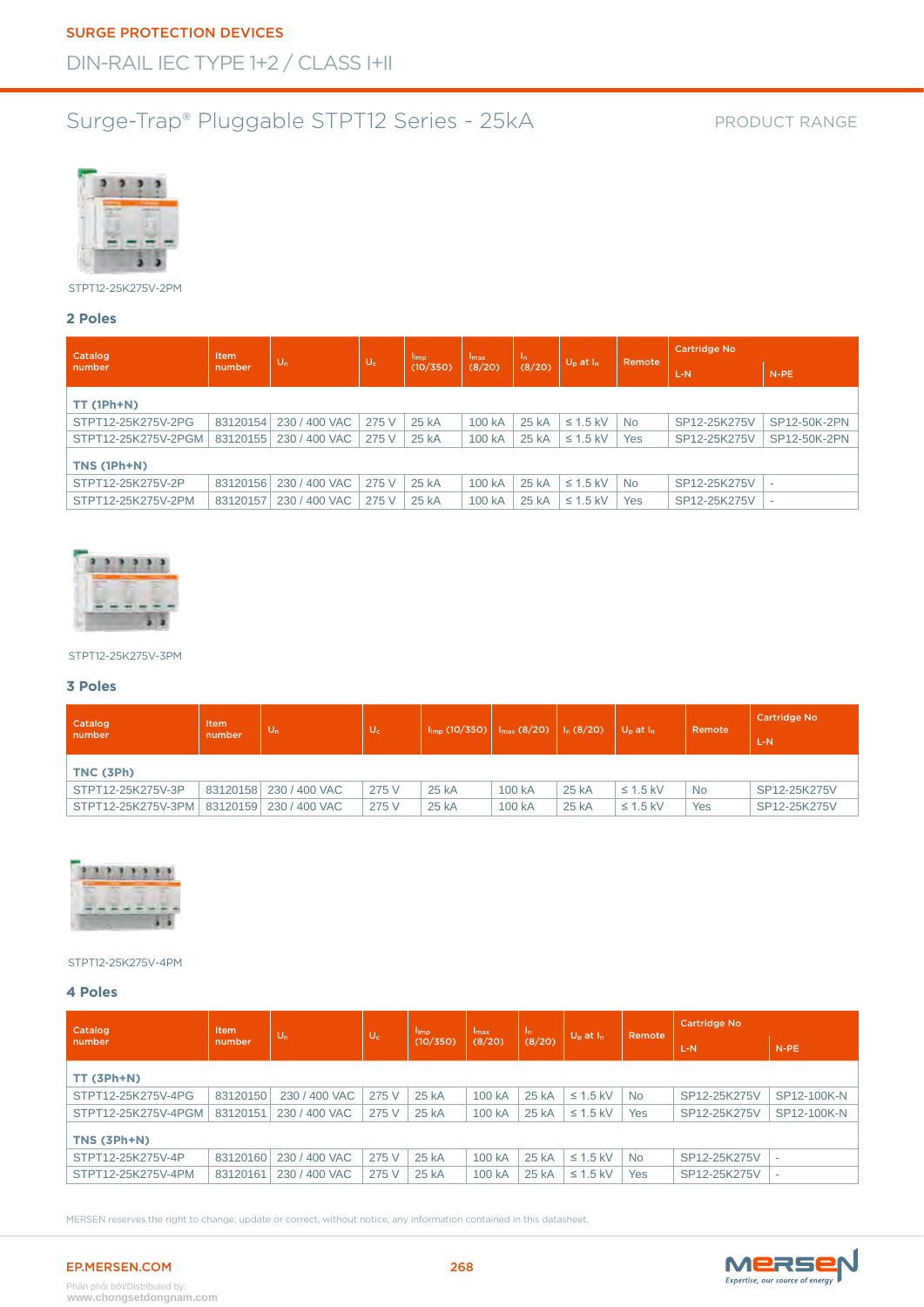SURGE PROTECTION DEVICES

DIN-RAIL IEC TYPE 1+2 / CLASS I+II

# Surge-Trap® Pluggable STPT12 Series - 25kA

PRODUCT RANGE

STPT12-25K275V-2PM

## 2 Poles

| Catalog number | Item number | $U_n$ | $U_c$ | $I_{imp}$ (10/350) | $I_{max}$ (8/20) | $I_n$ (8/20) | $U_p$ at $I_n$ | Remote | Cartridge No L-N | Cartridge No N-PE |
|---|---|---|---|---|---|---|---|---|---|---|
| **TT (1Ph+N)** | | | | | | | | | | |
| STPT12-25K275V-2PG | 83120154 | 230 / 400 VAC | 275 V | 25 kA | 100 kA | 25 kA | ≤ 1.5 kV | No | SP12-25K275V | SP12-50K-2PN |
| STPT12-25K275V-2PGM | 83120155 | 230 / 400 VAC | 275 V | 25 kA | 100 kA | 25 kA | ≤ 1.5 kV | Yes | SP12-25K275V | SP12-50K-2PN |
| **TNS (1Ph+N)** | | | | | | | | | | |
| STPT12-25K275V-2P | 83120156 | 230 / 400 VAC | 275 V | 25 kA | 100 kA | 25 kA | ≤ 1.5 kV | No | SP12-25K275V | - |
| STPT12-25K275V-2PM | 83120157 | 230 / 400 VAC | 275 V | 25 kA | 100 kA | 25 kA | ≤ 1.5 kV | Yes | SP12-25K275V | - |

STPT12-25K275V-3PM

## 3 Poles

| Catalog number | Item number | $U_n$ | $U_c$ | $I_{imp}$ (10/350) | $I_{max}$ (8/20) | $I_n$ (8/20) | $U_p$ at $I_n$ | Remote | Cartridge No L-N |
|---|---|---|---|---|---|---|---|---|---|
| **TNC (3Ph)** | | | | | | | | | |
| STPT12-25K275V-3P | 83120158 | 230 / 400 VAC | 275 V | 25 kA | 100 kA | 25 kA | ≤ 1.5 kV | No | SP12-25K275V |
| STPT12-25K275V-3PM | 83120159 | 230 / 400 VAC | 275 V | 25 kA | 100 kA | 25 kA | ≤ 1.5 kV | Yes | SP12-25K275V |

STPT12-25K275V-4PM

## 4 Poles

| Catalog number | Item number | $U_n$ | $U_c$ | $I_{imp}$ (10/350) | $I_{max}$ (8/20) | $I_n$ (8/20) | $U_p$ at $I_n$ | Remote | Cartridge No L-N | Cartridge No N-PE |
|---|---|---|---|---|---|---|---|---|---|---|
| **TT (3Ph+N)** | | | | | | | | | | |
| STPT12-25K275V-4PG | 83120150 | 230 / 400 VAC | 275 V | 25 kA | 100 kA | 25 kA | ≤ 1.5 kV | No | SP12-25K275V | SP12-100K-N |
| STPT12-25K275V-4PGM | 83120151 | 230 / 400 VAC | 275 V | 25 kA | 100 kA | 25 kA | ≤ 1.5 kV | Yes | SP12-25K275V | SP12-100K-N |
| **TNS (3Ph+N)** | | | | | | | | | | |
| STPT12-25K275V-4P | 83120160 | 230 / 400 VAC | 275 V | 25 kA | 100 kA | 25 kA | ≤ 1.5 kV | No | SP12-25K275V | - |
| STPT12-25K275V-4PM | 83120161 | 230 / 400 VAC | 275 V | 25 kA | 100 kA | 25 kA | ≤ 1.5 kV | Yes | SP12-25K275V | - |

MERSEN reserves the right to change, update or correct, without notice, any information contained in this datasheet.

EP.MERSEN.COM

Phân phối bởi/Distributed by:
www.chongsetdongnam.com

MERSEN Expertise, our source of energy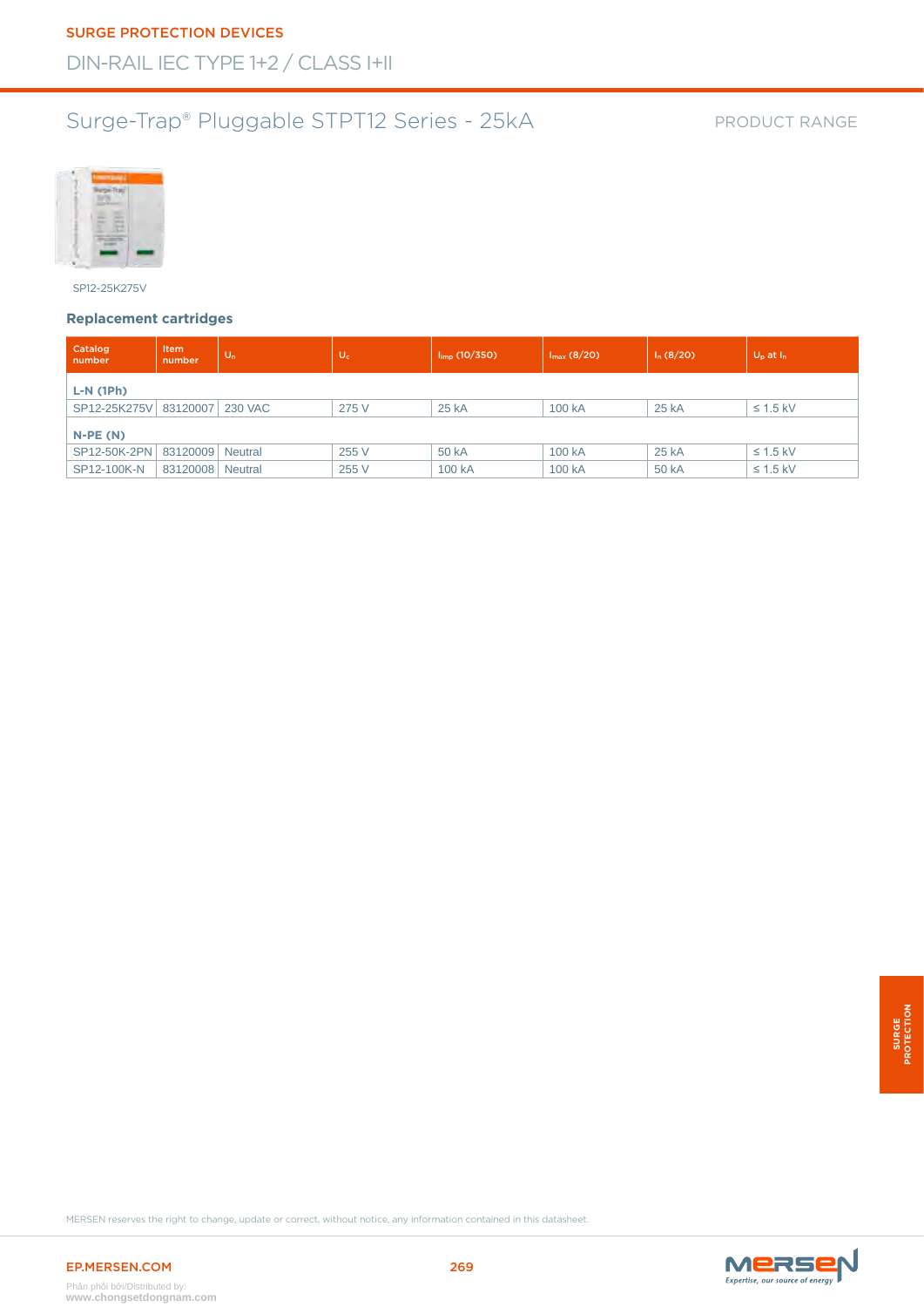SURGE PROTECTION DEVICES

DIN-RAIL IEC TYPE 1+2 / CLASS I+II

# Surge-Trap® Pluggable STPT12 Series - 25kA

PRODUCT RANGE

SP12-25K275V

## Replacement cartridges

| Catalog number | Item number | $U_n$ | $U_c$ | $I_{imp}$ (10/350) | $I_{max}$ (8/20) | $I_n$ (8/20) | $U_p$ at $I_n$ |
|---|---|---|---|---|---|---|---|
| **L-N (1Ph)** | | | | | | | |
| SP12-25K275V | 83120007 | 230 VAC | 275 V | 25 kA | 100 kA | 25 kA | ≤ 1.5 kV |
| **N-PE (N)** | | | | | | | |
| SP12-50K-2PN | 83120009 | Neutral | 255 V | 50 kA | 100 kA | 25 kA | ≤ 1.5 kV |
| SP12-100K-N | 83120008 | Neutral | 255 V | 100 kA | 100 kA | 50 kA | ≤ 1.5 kV |

SURGE PROTECTION

MERSEN reserves the right to change, update or correct, without notice, any information contained in this datasheet.

EP.MERSEN.COM

Phân phối bởi/Distributed by:
www.chongsetdongnam.com

MERSEN Expertise, our source of energy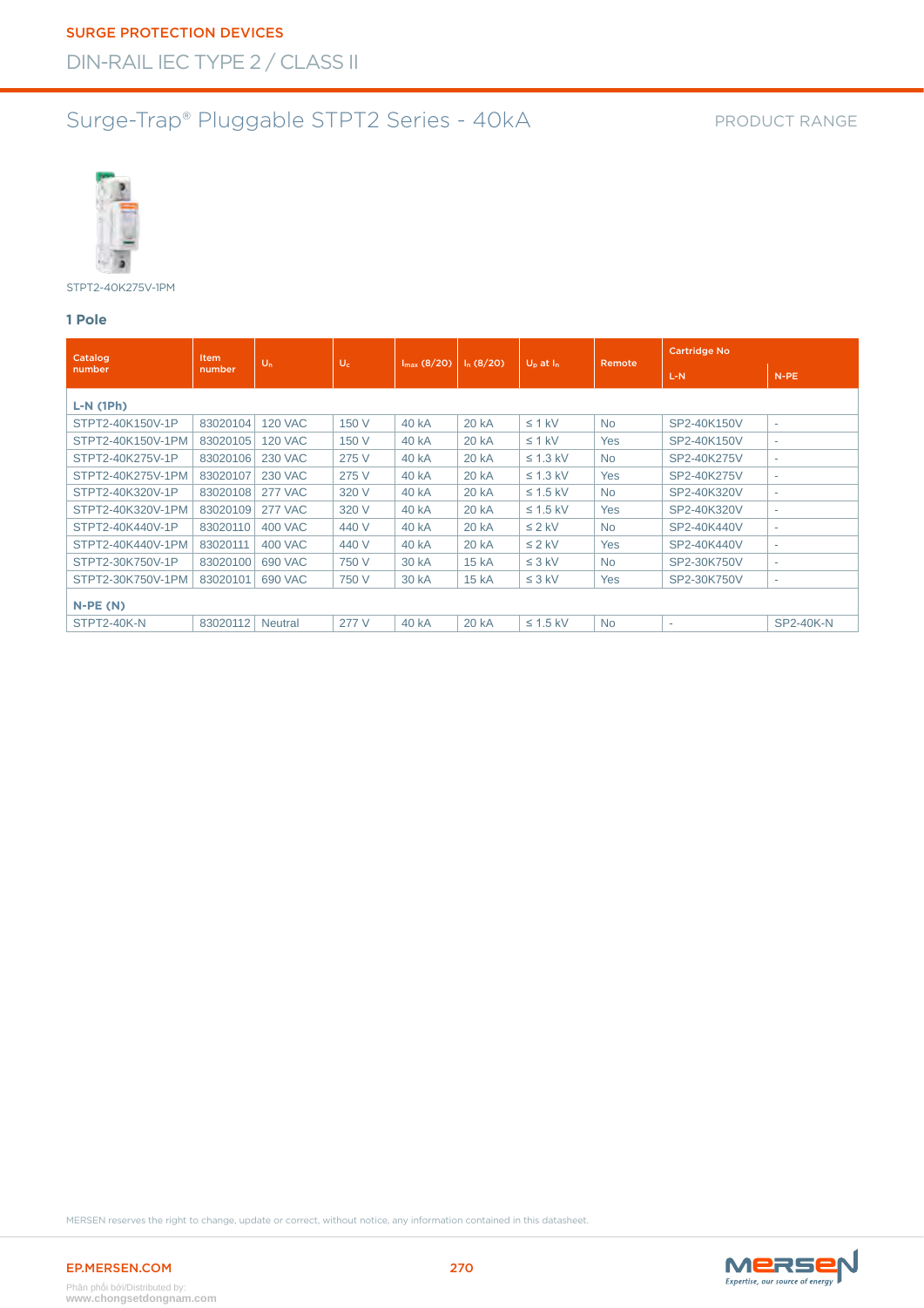SURGE PROTECTION DEVICES

DIN-RAIL IEC TYPE 2 / CLASS II

# Surge-Trap® Pluggable STPT2 Series - 40kA

PRODUCT RANGE

STPT2-40K275V-1PM

## 1 Pole

| Catalog number | Item number | $U_n$ | $U_c$ | $I_{max}$ (8/20) | $I_n$ (8/20) | $U_p$ at $I_n$ | Remote | Cartridge No | |
|---|---|---|---|---|---|---|---|---|---|
| | | | | | | | | L-N | N-PE |
| **L-N (1Ph)** | | | | | | | | | |
| STPT2-40K150V-1P | 83020104 | 120 VAC | 150 V | 40 kA | 20 kA | ≤ 1 kV | No | SP2-40K150V | - |
| STPT2-40K150V-1PM | 83020105 | 120 VAC | 150 V | 40 kA | 20 kA | ≤ 1 kV | Yes | SP2-40K150V | - |
| STPT2-40K275V-1P | 83020106 | 230 VAC | 275 V | 40 kA | 20 kA | ≤ 1.3 kV | No | SP2-40K275V | - |
| STPT2-40K275V-1PM | 83020107 | 230 VAC | 275 V | 40 kA | 20 kA | ≤ 1.3 kV | Yes | SP2-40K275V | - |
| STPT2-40K320V-1P | 83020108 | 277 VAC | 320 V | 40 kA | 20 kA | ≤ 1.5 kV | No | SP2-40K320V | - |
| STPT2-40K320V-1PM | 83020109 | 277 VAC | 320 V | 40 kA | 20 kA | ≤ 1.5 kV | Yes | SP2-40K320V | - |
| STPT2-40K440V-1P | 83020110 | 400 VAC | 440 V | 40 kA | 20 kA | ≤ 2 kV | No | SP2-40K440V | - |
| STPT2-40K440V-1PM | 83020111 | 400 VAC | 440 V | 40 kA | 20 kA | ≤ 2 kV | Yes | SP2-40K440V | - |
| STPT2-30K750V-1P | 83020100 | 690 VAC | 750 V | 30 kA | 15 kA | ≤ 3 kV | No | SP2-30K750V | - |
| STPT2-30K750V-1PM | 83020101 | 690 VAC | 750 V | 30 kA | 15 kA | ≤ 3 kV | Yes | SP2-30K750V | - |
| **N-PE (N)** | | | | | | | | | |
| STPT2-40K-N | 83020112 | Neutral | 277 V | 40 kA | 20 kA | ≤ 1.5 kV | No | - | SP2-40K-N |

MERSEN reserves the right to change, update or correct, without notice, any information contained in this datasheet.

EP.MERSEN.COM

Phân phối bởi/Distributed by:
www.chongsetdongnam.com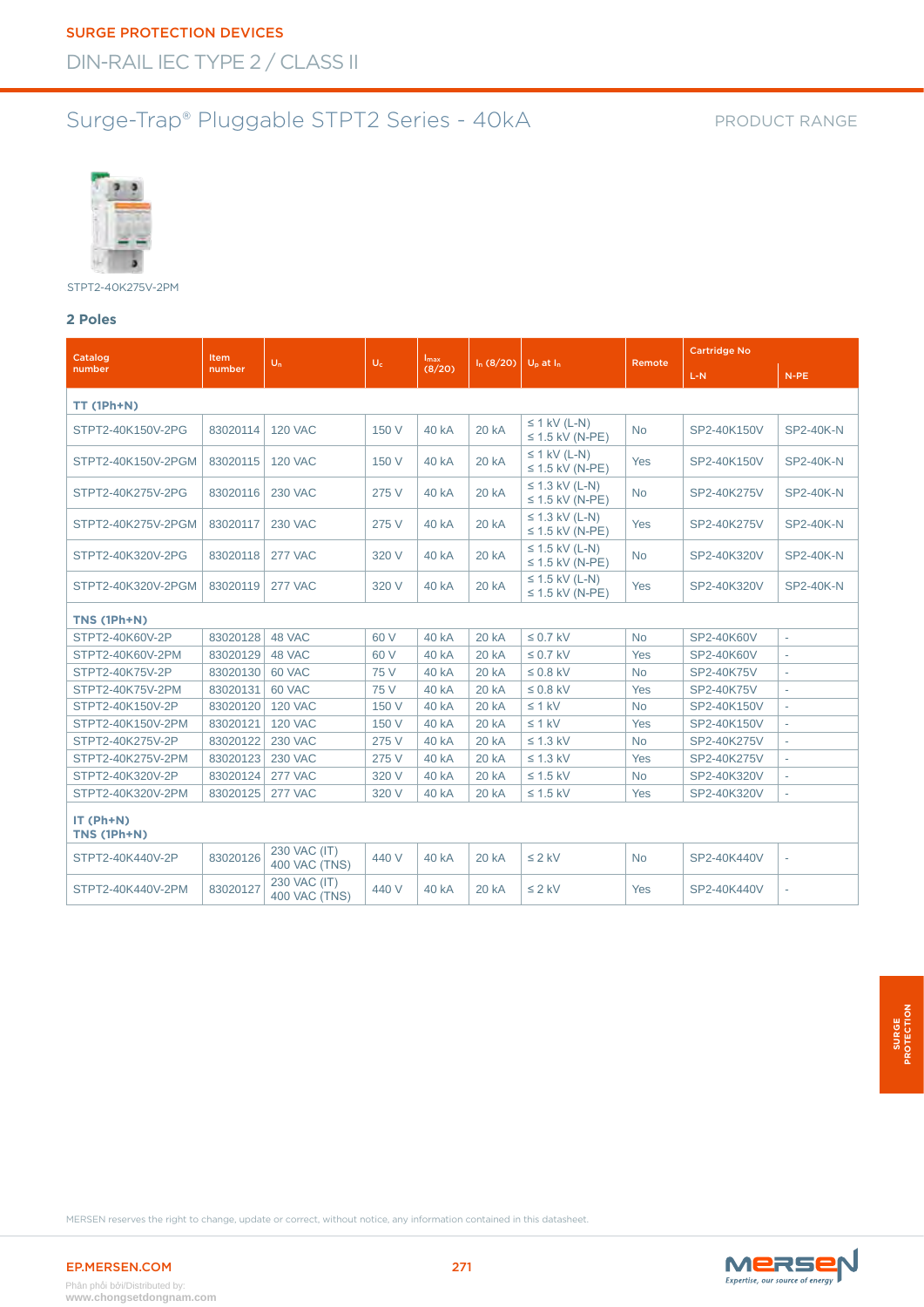SURGE PROTECTION DEVICES

DIN-RAIL IEC TYPE 2 / CLASS II

# Surge-Trap® Pluggable STPT2 Series - 40kA

PRODUCT RANGE

STPT2-40K275V-2PM

## 2 Poles

| Catalog number | Item number | $U_n$ | $U_c$ | $I_{max}$ (8/20) | $I_n$ (8/20) | $U_p$ at $I_n$ | Remote | Cartridge No | |
|---|---|---|---|---|---|---|---|---|---|
| | | | | | | | | L-N | N-PE |
| **TT (1Ph+N)** | | | | | | | | | |
| STPT2-40K150V-2PG | 83020114 | 120 VAC | 150 V | 40 kA | 20 kA | ≤ 1 kV (L-N)<br>≤ 1.5 kV (N-PE) | No | SP2-40K150V | SP2-40K-N |
| STPT2-40K150V-2PGM | 83020115 | 120 VAC | 150 V | 40 kA | 20 kA | ≤ 1 kV (L-N)<br>≤ 1.5 kV (N-PE) | Yes | SP2-40K150V | SP2-40K-N |
| STPT2-40K275V-2PG | 83020116 | 230 VAC | 275 V | 40 kA | 20 kA | ≤ 1.3 kV (L-N)<br>≤ 1.5 kV (N-PE) | No | SP2-40K275V | SP2-40K-N |
| STPT2-40K275V-2PGM | 83020117 | 230 VAC | 275 V | 40 kA | 20 kA | ≤ 1.3 kV (L-N)<br>≤ 1.5 kV (N-PE) | Yes | SP2-40K275V | SP2-40K-N |
| STPT2-40K320V-2PG | 83020118 | 277 VAC | 320 V | 40 kA | 20 kA | ≤ 1.5 kV (L-N)<br>≤ 1.5 kV (N-PE) | No | SP2-40K320V | SP2-40K-N |
| STPT2-40K320V-2PGM | 83020119 | 277 VAC | 320 V | 40 kA | 20 kA | ≤ 1.5 kV (L-N)<br>≤ 1.5 kV (N-PE) | Yes | SP2-40K320V | SP2-40K-N |
| **TNS (1Ph+N)** | | | | | | | | | |
| STPT2-40K60V-2P | 83020128 | 48 VAC | 60 V | 40 kA | 20 kA | ≤ 0.7 kV | No | SP2-40K60V | - |
| STPT2-40K60V-2PM | 83020129 | 48 VAC | 60 V | 40 kA | 20 kA | ≤ 0.7 kV | Yes | SP2-40K60V | - |
| STPT2-40K75V-2P | 83020130 | 60 VAC | 75 V | 40 kA | 20 kA | ≤ 0.8 kV | No | SP2-40K75V | - |
| STPT2-40K75V-2PM | 83020131 | 60 VAC | 75 V | 40 kA | 20 kA | ≤ 0.8 kV | Yes | SP2-40K75V | - |
| STPT2-40K150V-2P | 83020120 | 120 VAC | 150 V | 40 kA | 20 kA | ≤ 1 kV | No | SP2-40K150V | - |
| STPT2-40K150V-2PM | 83020121 | 120 VAC | 150 V | 40 kA | 20 kA | ≤ 1 kV | Yes | SP2-40K150V | - |
| STPT2-40K275V-2P | 83020122 | 230 VAC | 275 V | 40 kA | 20 kA | ≤ 1.3 kV | No | SP2-40K275V | - |
| STPT2-40K275V-2PM | 83020123 | 230 VAC | 275 V | 40 kA | 20 kA | ≤ 1.3 kV | Yes | SP2-40K275V | - |
| STPT2-40K320V-2P | 83020124 | 277 VAC | 320 V | 40 kA | 20 kA | ≤ 1.5 kV | No | SP2-40K320V | - |
| STPT2-40K320V-2PM | 83020125 | 277 VAC | 320 V | 40 kA | 20 kA | ≤ 1.5 kV | Yes | SP2-40K320V | - |
| **IT (Ph+N)<br>TNS (1Ph+N)** | | | | | | | | | |
| STPT2-40K440V-2P | 83020126 | 230 VAC (IT)<br>400 VAC (TNS) | 440 V | 40 kA | 20 kA | ≤ 2 kV | No | SP2-40K440V | - |
| STPT2-40K440V-2PM | 83020127 | 230 VAC (IT)<br>400 VAC (TNS) | 440 V | 40 kA | 20 kA | ≤ 2 kV | Yes | SP2-40K440V | - |

MERSEN reserves the right to change, update or correct, without notice, any information contained in this datasheet.

EP.MERSEN.COM

Phân phối bởi/Distributed by:
www.chongsetdongnam.com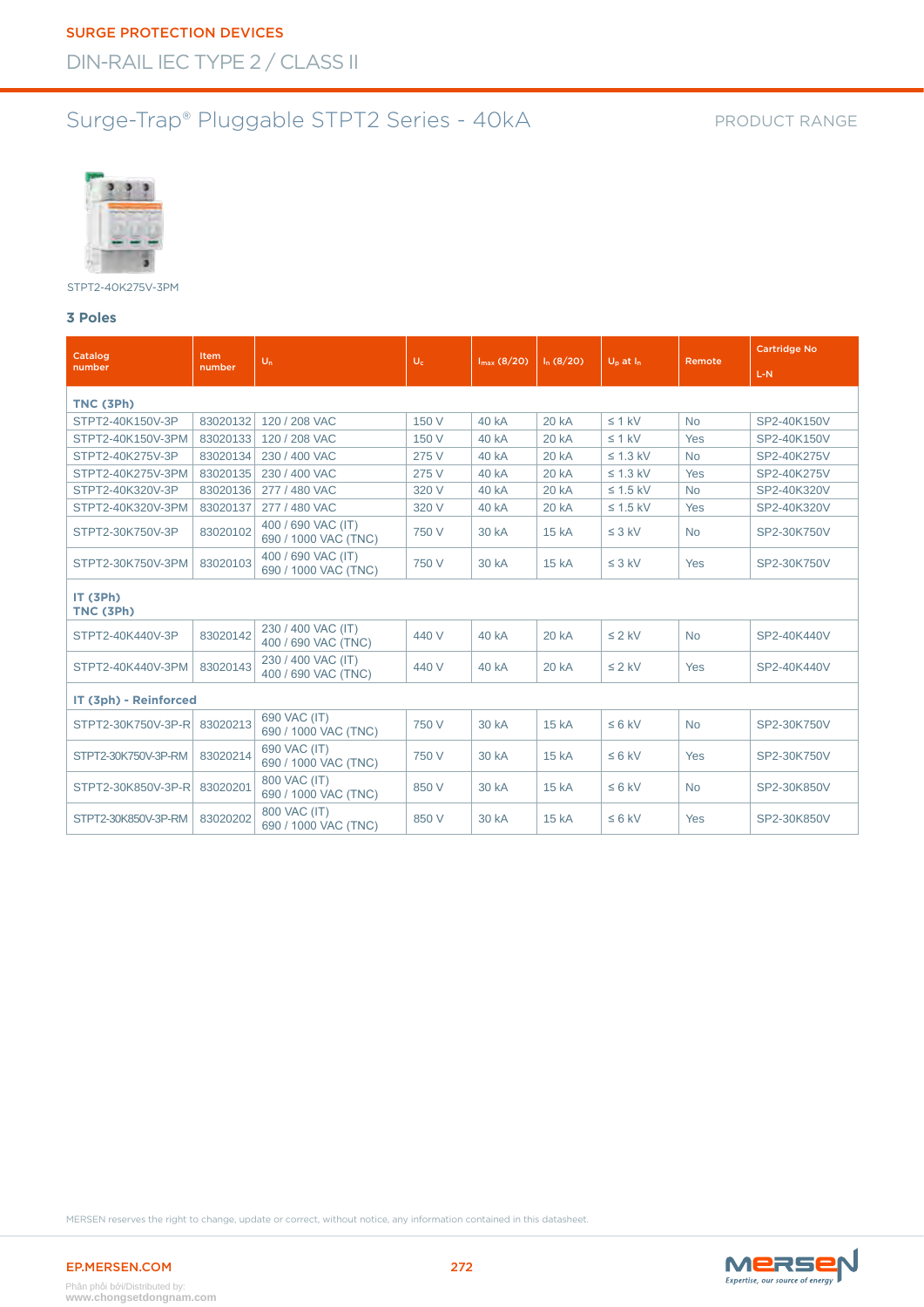SURGE PROTECTION DEVICES

DIN-RAIL IEC TYPE 2 / CLASS II

# Surge-Trap® Pluggable STPT2 Series - 40kA

PRODUCT RANGE

STPT2-40K275V-3PM

### 3 Poles

| Catalog number | Item number | $U_n$ | $U_c$ | $I_{max}$ (8/20) | $I_n$ (8/20) | $U_p$ at $I_n$ | Remote | Cartridge No L-N |
|---|---|---|---|---|---|---|---|---|
| **TNC (3Ph)** | | | | | | | | |
| STPT2-40K150V-3P | 83020132 | 120 / 208 VAC | 150 V | 40 kA | 20 kA | ≤ 1 kV | No | SP2-40K150V |
| STPT2-40K150V-3PM | 83020133 | 120 / 208 VAC | 150 V | 40 kA | 20 kA | ≤ 1 kV | Yes | SP2-40K150V |
| STPT2-40K275V-3P | 83020134 | 230 / 400 VAC | 275 V | 40 kA | 20 kA | ≤ 1.3 kV | No | SP2-40K275V |
| STPT2-40K275V-3PM | 83020135 | 230 / 400 VAC | 275 V | 40 kA | 20 kA | ≤ 1.3 kV | Yes | SP2-40K275V |
| STPT2-40K320V-3P | 83020136 | 277 / 480 VAC | 320 V | 40 kA | 20 kA | ≤ 1.5 kV | No | SP2-40K320V |
| STPT2-40K320V-3PM | 83020137 | 277 / 480 VAC | 320 V | 40 kA | 20 kA | ≤ 1.5 kV | Yes | SP2-40K320V |
| STPT2-30K750V-3P | 83020102 | 400 / 690 VAC (IT) 690 / 1000 VAC (TNC) | 750 V | 30 kA | 15 kA | ≤ 3 kV | No | SP2-30K750V |
| STPT2-30K750V-3PM | 83020103 | 400 / 690 VAC (IT) 690 / 1000 VAC (TNC) | 750 V | 30 kA | 15 kA | ≤ 3 kV | Yes | SP2-30K750V |
| **IT (3Ph) TNC (3Ph)** | | | | | | | | |
| STPT2-40K440V-3P | 83020142 | 230 / 400 VAC (IT) 400 / 690 VAC (TNC) | 440 V | 40 kA | 20 kA | ≤ 2 kV | No | SP2-40K440V |
| STPT2-40K440V-3PM | 83020143 | 230 / 400 VAC (IT) 400 / 690 VAC (TNC) | 440 V | 40 kA | 20 kA | ≤ 2 kV | Yes | SP2-40K440V |
| **IT (3ph) - Reinforced** | | | | | | | | |
| STPT2-30K750V-3P-R | 83020213 | 690 VAC (IT) 690 / 1000 VAC (TNC) | 750 V | 30 kA | 15 kA | ≤ 6 kV | No | SP2-30K750V |
| STPT2-30K750V-3P-RM | 83020214 | 690 VAC (IT) 690 / 1000 VAC (TNC) | 750 V | 30 kA | 15 kA | ≤ 6 kV | Yes | SP2-30K750V |
| STPT2-30K850V-3P-R | 83020201 | 800 VAC (IT) 690 / 1000 VAC (TNC) | 850 V | 30 kA | 15 kA | ≤ 6 kV | No | SP2-30K850V |
| STPT2-30K850V-3P-RM | 83020202 | 800 VAC (IT) 690 / 1000 VAC (TNC) | 850 V | 30 kA | 15 kA | ≤ 6 kV | Yes | SP2-30K850V |

MERSEN reserves the right to change, update or correct, without notice, any information contained in this datasheet.

EP.MERSEN.COM

Phân phối bởi/Distributed by:
www.chongsetdongnam.com

MERSEN Expertise, our source of energy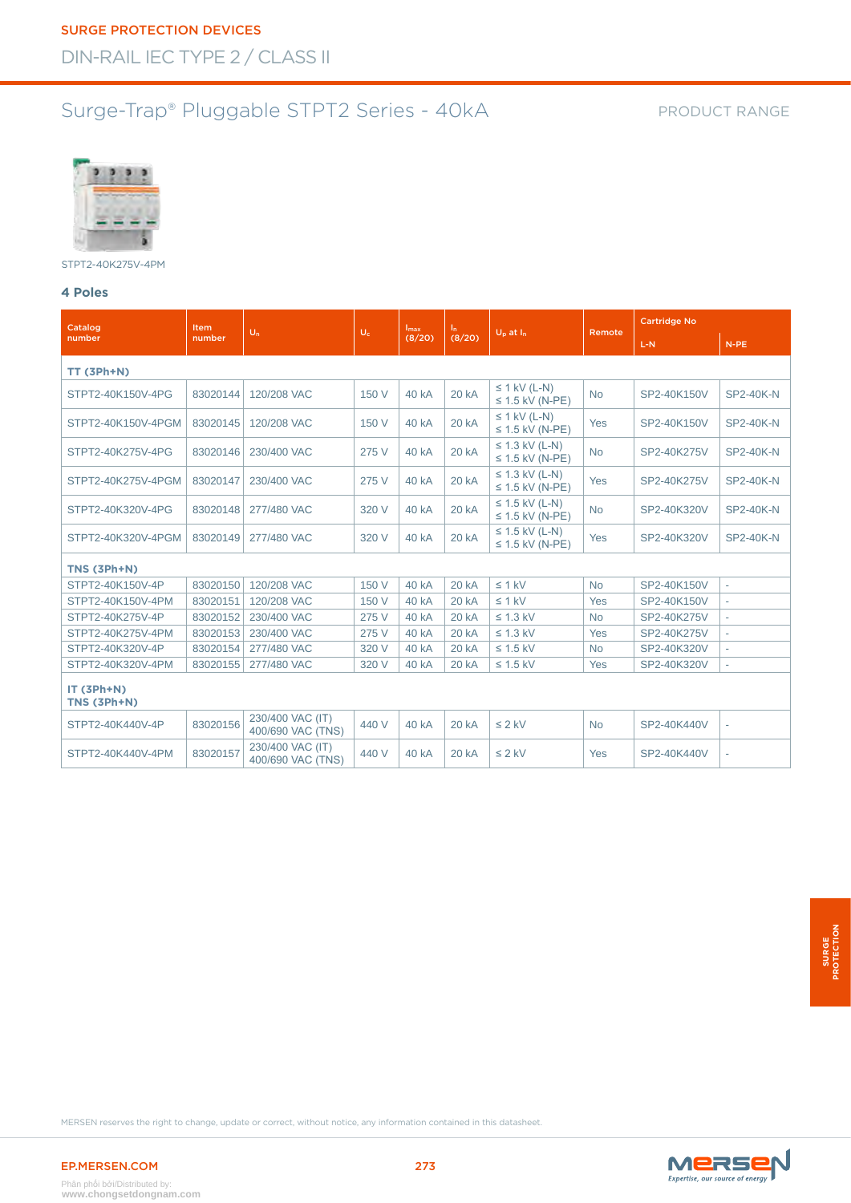SURGE PROTECTION DEVICES

DIN-RAIL IEC TYPE 2 / CLASS II

# Surge-Trap® Pluggable STPT2 Series - 40kA

PRODUCT RANGE

STPT2-40K275V-4PM

### 4 Poles

| Catalog number | Item number | $U_n$ | $U_c$ | $I_{max}$ (8/20) | $I_n$ (8/20) | $U_p$ at $I_n$ | Remote | Cartridge No | |
|---|---|---|---|---|---|---|---|---|---|
| | | | | | | | | L-N | N-PE |
| **TT (3Ph+N)** | | | | | | | | | |
| STPT2-40K150V-4PG | 83020144 | 120/208 VAC | 150 V | 40 kA | 20 kA | ≤ 1 kV (L-N) ≤ 1.5 kV (N-PE) | No | SP2-40K150V | SP2-40K-N |
| STPT2-40K150V-4PGM | 83020145 | 120/208 VAC | 150 V | 40 kA | 20 kA | ≤ 1 kV (L-N) ≤ 1.5 kV (N-PE) | Yes | SP2-40K150V | SP2-40K-N |
| STPT2-40K275V-4PG | 83020146 | 230/400 VAC | 275 V | 40 kA | 20 kA | ≤ 1.3 kV (L-N) ≤ 1.5 kV (N-PE) | No | SP2-40K275V | SP2-40K-N |
| STPT2-40K275V-4PGM | 83020147 | 230/400 VAC | 275 V | 40 kA | 20 kA | ≤ 1.3 kV (L-N) ≤ 1.5 kV (N-PE) | Yes | SP2-40K275V | SP2-40K-N |
| STPT2-40K320V-4PG | 83020148 | 277/480 VAC | 320 V | 40 kA | 20 kA | ≤ 1.5 kV (L-N) ≤ 1.5 kV (N-PE) | No | SP2-40K320V | SP2-40K-N |
| STPT2-40K320V-4PGM | 83020149 | 277/480 VAC | 320 V | 40 kA | 20 kA | ≤ 1.5 kV (L-N) ≤ 1.5 kV (N-PE) | Yes | SP2-40K320V | SP2-40K-N |
| **TNS (3Ph+N)** | | | | | | | | | |
| STPT2-40K150V-4P | 83020150 | 120/208 VAC | 150 V | 40 kA | 20 kA | ≤ 1 kV | No | SP2-40K150V | - |
| STPT2-40K150V-4PM | 83020151 | 120/208 VAC | 150 V | 40 kA | 20 kA | ≤ 1 kV | Yes | SP2-40K150V | - |
| STPT2-40K275V-4P | 83020152 | 230/400 VAC | 275 V | 40 kA | 20 kA | ≤ 1.3 kV | No | SP2-40K275V | - |
| STPT2-40K275V-4PM | 83020153 | 230/400 VAC | 275 V | 40 kA | 20 kA | ≤ 1.3 kV | Yes | SP2-40K275V | - |
| STPT2-40K320V-4P | 83020154 | 277/480 VAC | 320 V | 40 kA | 20 kA | ≤ 1.5 kV | No | SP2-40K320V | - |
| STPT2-40K320V-4PM | 83020155 | 277/480 VAC | 320 V | 40 kA | 20 kA | ≤ 1.5 kV | Yes | SP2-40K320V | - |
| **IT (3Ph+N) TNS (3Ph+N)** | | | | | | | | | |
| STPT2-40K440V-4P | 83020156 | 230/400 VAC (IT) 400/690 VAC (TNS) | 440 V | 40 kA | 20 kA | ≤ 2 kV | No | SP2-40K440V | - |
| STPT2-40K440V-4PM | 83020157 | 230/400 VAC (IT) 400/690 VAC (TNS) | 440 V | 40 kA | 20 kA | ≤ 2 kV | Yes | SP2-40K440V | - |

MERSEN reserves the right to change, update or correct, without notice, any information contained in this datasheet.

EP.MERSEN.COM

Phân phối bởi/Distributed by:
www.chongsetdongnam.com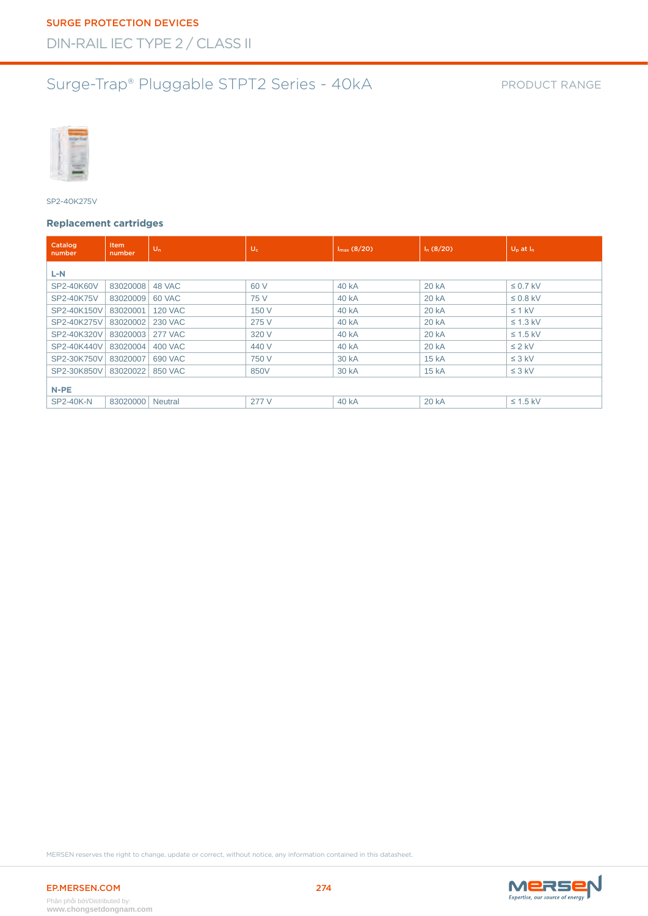SURGE PROTECTION DEVICES

DIN-RAIL IEC TYPE 2 / CLASS II

# Surge-Trap® Pluggable STPT2 Series - 40kA

PRODUCT RANGE

SP2-40K275V

## Replacement cartridges

| Catalog number | Item number | $U_n$ | $U_c$ | $I_{max}$ (8/20) | $I_n$ (8/20) | $U_p$ at $I_n$ |
|---|---|---|---|---|---|---|
| **L-N** | | | | | | |
| SP2-40K60V | 83020008 | 48 VAC | 60 V | 40 kA | 20 kA | ≤ 0.7 kV |
| SP2-40K75V | 83020009 | 60 VAC | 75 V | 40 kA | 20 kA | ≤ 0.8 kV |
| SP2-40K150V | 83020001 | 120 VAC | 150 V | 40 kA | 20 kA | ≤ 1 kV |
| SP2-40K275V | 83020002 | 230 VAC | 275 V | 40 kA | 20 kA | ≤ 1.3 kV |
| SP2-40K320V | 83020003 | 277 VAC | 320 V | 40 kA | 20 kA | ≤ 1.5 kV |
| SP2-40K440V | 83020004 | 400 VAC | 440 V | 40 kA | 20 kA | ≤ 2 kV |
| SP2-30K750V | 83020007 | 690 VAC | 750 V | 30 kA | 15 kA | ≤ 3 kV |
| SP2-30K850V | 83020022 | 850 VAC | 850V | 30 kA | 15 kA | ≤ 3 kV |
| **N-PE** | | | | | | |
| SP2-40K-N | 83020000 | Neutral | 277 V | 40 kA | 20 kA | ≤ 1.5 kV |

MERSEN reserves the right to change, update or correct, without notice, any information contained in this datasheet.

EP.MERSEN.COM

Phân phối bởi/Distributed by:
www.chongsetdongnam.com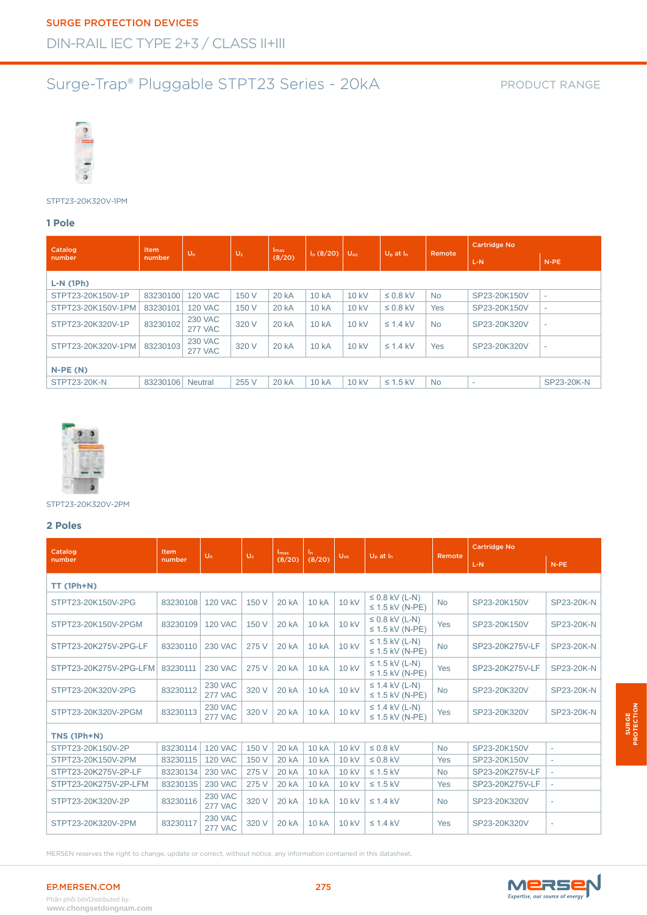SURGE PROTECTION DEVICES

DIN-RAIL IEC TYPE 2+3 / CLASS II+III

# Surge-Trap® Pluggable STPT23 Series - 20kA

PRODUCT RANGE

STPT23-20K320V-1PM

## 1 Pole

| Catalog number | Item number | $U_n$ | $U_c$ | $I_{max}$ (8/20) | $I_n$ (8/20) | $U_{oc}$ | $U_p$ at $I_n$ | Remote | Cartridge No L-N | Cartridge No N-PE |
|---|---|---|---|---|---|---|---|---|---|---|
| **L-N (1Ph)** | | | | | | | | | | |
| STPT23-20K150V-1P | 83230100 | 120 VAC | 150 V | 20 kA | 10 kA | 10 kV | ≤ 0.8 kV | No | SP23-20K150V | - |
| STPT23-20K150V-1PM | 83230101 | 120 VAC | 150 V | 20 kA | 10 kA | 10 kV | ≤ 0.8 kV | Yes | SP23-20K150V | - |
| STPT23-20K320V-1P | 83230102 | 230 VAC 277 VAC | 320 V | 20 kA | 10 kA | 10 kV | ≤ 1.4 kV | No | SP23-20K320V | - |
| STPT23-20K320V-1PM | 83230103 | 230 VAC 277 VAC | 320 V | 20 kA | 10 kA | 10 kV | ≤ 1.4 kV | Yes | SP23-20K320V | - |
| **N-PE (N)** | | | | | | | | | | |
| STPT23-20K-N | 83230106 | Neutral | 255 V | 20 kA | 10 kA | 10 kV | ≤ 1.5 kV | No | - | SP23-20K-N |

STPT23-20K320V-2PM

## 2 Poles

| Catalog number | Item number | $U_n$ | $U_c$ | $I_{max}$ (8/20) | $I_n$ (8/20) | $U_{oc}$ | $U_p$ at $I_n$ | Remote | Cartridge No L-N | Cartridge No N-PE |
|---|---|---|---|---|---|---|---|---|---|---|
| **TT (1Ph+N)** | | | | | | | | | | |
| STPT23-20K150V-2PG | 83230108 | 120 VAC | 150 V | 20 kA | 10 kA | 10 kV | ≤ 0.8 kV (L-N) ≤ 1.5 kV (N-PE) | No | SP23-20K150V | SP23-20K-N |
| STPT23-20K150V-2PGM | 83230109 | 120 VAC | 150 V | 20 kA | 10 kA | 10 kV | ≤ 0.8 kV (L-N) ≤ 1.5 kV (N-PE) | Yes | SP23-20K150V | SP23-20K-N |
| STPT23-20K275V-2PG-LF | 83230110 | 230 VAC | 275 V | 20 kA | 10 kA | 10 kV | ≤ 1.5 kV (L-N) ≤ 1.5 kV (N-PE) | No | SP23-20K275V-LF | SP23-20K-N |
| STPT23-20K275V-2PG-LFM | 83230111 | 230 VAC | 275 V | 20 kA | 10 kA | 10 kV | ≤ 1.5 kV (L-N) ≤ 1.5 kV (N-PE) | Yes | SP23-20K275V-LF | SP23-20K-N |
| STPT23-20K320V-2PG | 83230112 | 230 VAC 277 VAC | 320 V | 20 kA | 10 kA | 10 kV | ≤ 1.4 kV (L-N) ≤ 1.5 kV (N-PE) | No | SP23-20K320V | SP23-20K-N |
| STPT23-20K320V-2PGM | 83230113 | 230 VAC 277 VAC | 320 V | 20 kA | 10 kA | 10 kV | ≤ 1.4 kV (L-N) ≤ 1.5 kV (N-PE) | Yes | SP23-20K320V | SP23-20K-N |
| **TNS (1Ph+N)** | | | | | | | | | | |
| STPT23-20K150V-2P | 83230114 | 120 VAC | 150 V | 20 kA | 10 kA | 10 kV | ≤ 0.8 kV | No | SP23-20K150V | - |
| STPT23-20K150V-2PM | 83230115 | 120 VAC | 150 V | 20 kA | 10 kA | 10 kV | ≤ 0.8 kV | Yes | SP23-20K150V | - |
| STPT23-20K275V-2P-LF | 83230134 | 230 VAC | 275 V | 20 kA | 10 kA | 10 kV | ≤ 1.5 kV | No | SP23-20K275V-LF | - |
| STPT23-20K275V-2P-LFM | 83230135 | 230 VAC | 275 V | 20 kA | 10 kA | 10 kV | ≤ 1.5 kV | Yes | SP23-20K275V-LF | - |
| STPT23-20K320V-2P | 83230116 | 230 VAC 277 VAC | 320 V | 20 kA | 10 kA | 10 kV | ≤ 1.4 kV | No | SP23-20K320V | - |
| STPT23-20K320V-2PM | 83230117 | 230 VAC 277 VAC | 320 V | 20 kA | 10 kA | 10 kV | ≤ 1.4 kV | Yes | SP23-20K320V | - |

MERSEN reserves the right to change, update or correct, without notice, any information contained in this datasheet.

EP.MERSEN.COM

Phân phối bởi/Distributed by:
www.chongsetdongnam.com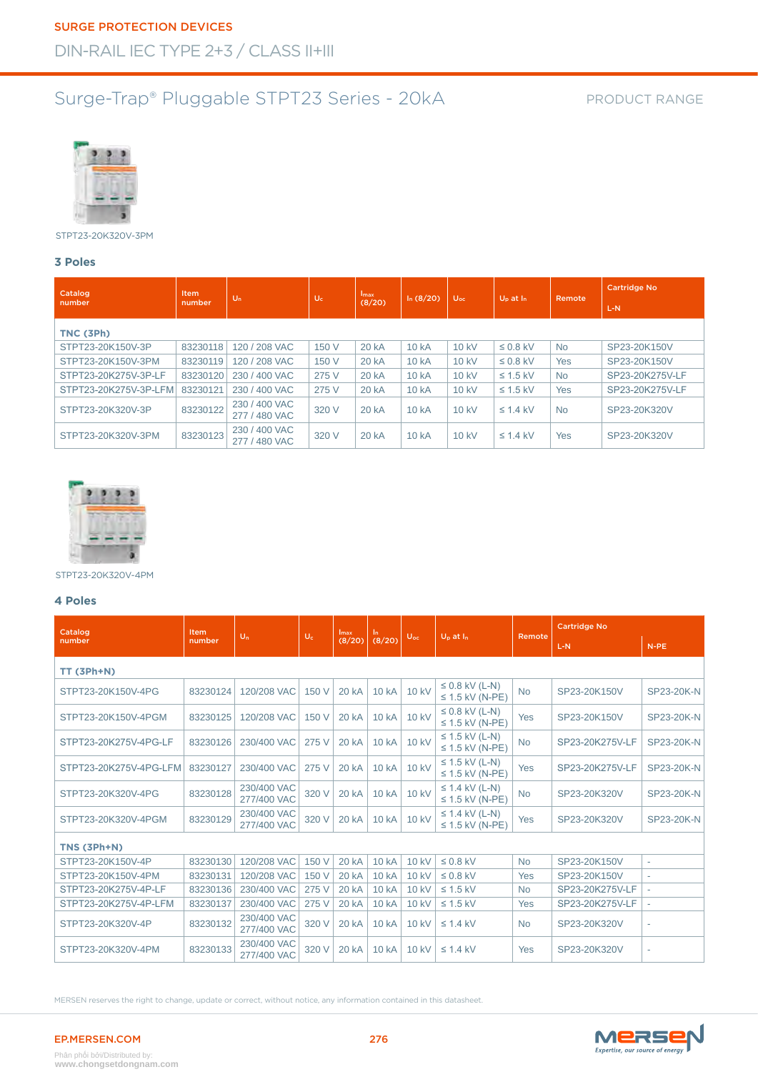SURGE PROTECTION DEVICES

DIN-RAIL IEC TYPE 2+3 / CLASS II+III

# Surge-Trap® Pluggable STPT23 Series - 20kA

PRODUCT RANGE

STPT23-20K320V-3PM

### 3 Poles

| Catalog number | Item number | $U_n$ | $U_c$ | $I_{max}$ (8/20) | $I_n$ (8/20) | $U_{oc}$ | $U_p$ at $I_n$ | Remote | Cartridge No L-N |
|---|---|---|---|---|---|---|---|---|---|
| **TNC (3Ph)** | | | | | | | | | |
| STPT23-20K150V-3P | 83230118 | 120 / 208 VAC | 150 V | 20 kA | 10 kA | 10 kV | ≤ 0.8 kV | No | SP23-20K150V |
| STPT23-20K150V-3PM | 83230119 | 120 / 208 VAC | 150 V | 20 kA | 10 kA | 10 kV | ≤ 0.8 kV | Yes | SP23-20K150V |
| STPT23-20K275V-3P-LF | 83230120 | 230 / 400 VAC | 275 V | 20 kA | 10 kA | 10 kV | ≤ 1.5 kV | No | SP23-20K275V-LF |
| STPT23-20K275V-3P-LFM | 83230121 | 230 / 400 VAC | 275 V | 20 kA | 10 kA | 10 kV | ≤ 1.5 kV | Yes | SP23-20K275V-LF |
| STPT23-20K320V-3P | 83230122 | 230 / 400 VAC 277 / 480 VAC | 320 V | 20 kA | 10 kA | 10 kV | ≤ 1.4 kV | No | SP23-20K320V |
| STPT23-20K320V-3PM | 83230123 | 230 / 400 VAC 277 / 480 VAC | 320 V | 20 kA | 10 kA | 10 kV | ≤ 1.4 kV | Yes | SP23-20K320V |

STPT23-20K320V-4PM

### 4 Poles

| Catalog number | Item number | $U_n$ | $U_c$ | $I_{max}$ (8/20) | $I_n$ (8/20) | $U_{oc}$ | $U_p$ at $I_n$ | Remote | Cartridge No | |
|---|---|---|---|---|---|---|---|---|---|---|
| | | | | | | | | | L-N | N-PE |
| **TT (3Ph+N)** | | | | | | | | | | |
| STPT23-20K150V-4PG | 83230124 | 120/208 VAC | 150 V | 20 kA | 10 kA | 10 kV | ≤ 0.8 kV (L-N) ≤ 1.5 kV (N-PE) | No | SP23-20K150V | SP23-20K-N |
| STPT23-20K150V-4PGM | 83230125 | 120/208 VAC | 150 V | 20 kA | 10 kA | 10 kV | ≤ 0.8 kV (L-N) ≤ 1.5 kV (N-PE) | Yes | SP23-20K150V | SP23-20K-N |
| STPT23-20K275V-4PG-LF | 83230126 | 230/400 VAC | 275 V | 20 kA | 10 kA | 10 kV | ≤ 1.5 kV (L-N) ≤ 1.5 kV (N-PE) | No | SP23-20K275V-LF | SP23-20K-N |
| STPT23-20K275V-4PG-LFM | 83230127 | 230/400 VAC | 275 V | 20 kA | 10 kA | 10 kV | ≤ 1.5 kV (L-N) ≤ 1.5 kV (N-PE) | Yes | SP23-20K275V-LF | SP23-20K-N |
| STPT23-20K320V-4PG | 83230128 | 230/400 VAC 277/400 VAC | 320 V | 20 kA | 10 kA | 10 kV | ≤ 1.4 kV (L-N) ≤ 1.5 kV (N-PE) | No | SP23-20K320V | SP23-20K-N |
| STPT23-20K320V-4PGM | 83230129 | 230/400 VAC 277/400 VAC | 320 V | 20 kA | 10 kA | 10 kV | ≤ 1.4 kV (L-N) ≤ 1.5 kV (N-PE) | Yes | SP23-20K320V | SP23-20K-N |
| **TNS (3Ph+N)** | | | | | | | | | | |
| STPT23-20K150V-4P | 83230130 | 120/208 VAC | 150 V | 20 kA | 10 kA | 10 kV | ≤ 0.8 kV | No | SP23-20K150V | - |
| STPT23-20K150V-4PM | 83230131 | 120/208 VAC | 150 V | 20 kA | 10 kA | 10 kV | ≤ 0.8 kV | Yes | SP23-20K150V | - |
| STPT23-20K275V-4P-LF | 83230136 | 230/400 VAC | 275 V | 20 kA | 10 kA | 10 kV | ≤ 1.5 kV | No | SP23-20K275V-LF | - |
| STPT23-20K275V-4P-LFM | 83230137 | 230/400 VAC | 275 V | 20 kA | 10 kA | 10 kV | ≤ 1.5 kV | Yes | SP23-20K275V-LF | - |
| STPT23-20K320V-4P | 83230132 | 230/400 VAC 277/400 VAC | 320 V | 20 kA | 10 kA | 10 kV | ≤ 1.4 kV | No | SP23-20K320V | - |
| STPT23-20K320V-4PM | 83230133 | 230/400 VAC 277/400 VAC | 320 V | 20 kA | 10 kA | 10 kV | ≤ 1.4 kV | Yes | SP23-20K320V | - |

MERSEN reserves the right to change, update or correct, without notice, any information contained in this datasheet.

EP.MERSEN.COM

Phân phối bởi/Distributed by:
www.chongsetdongnam.com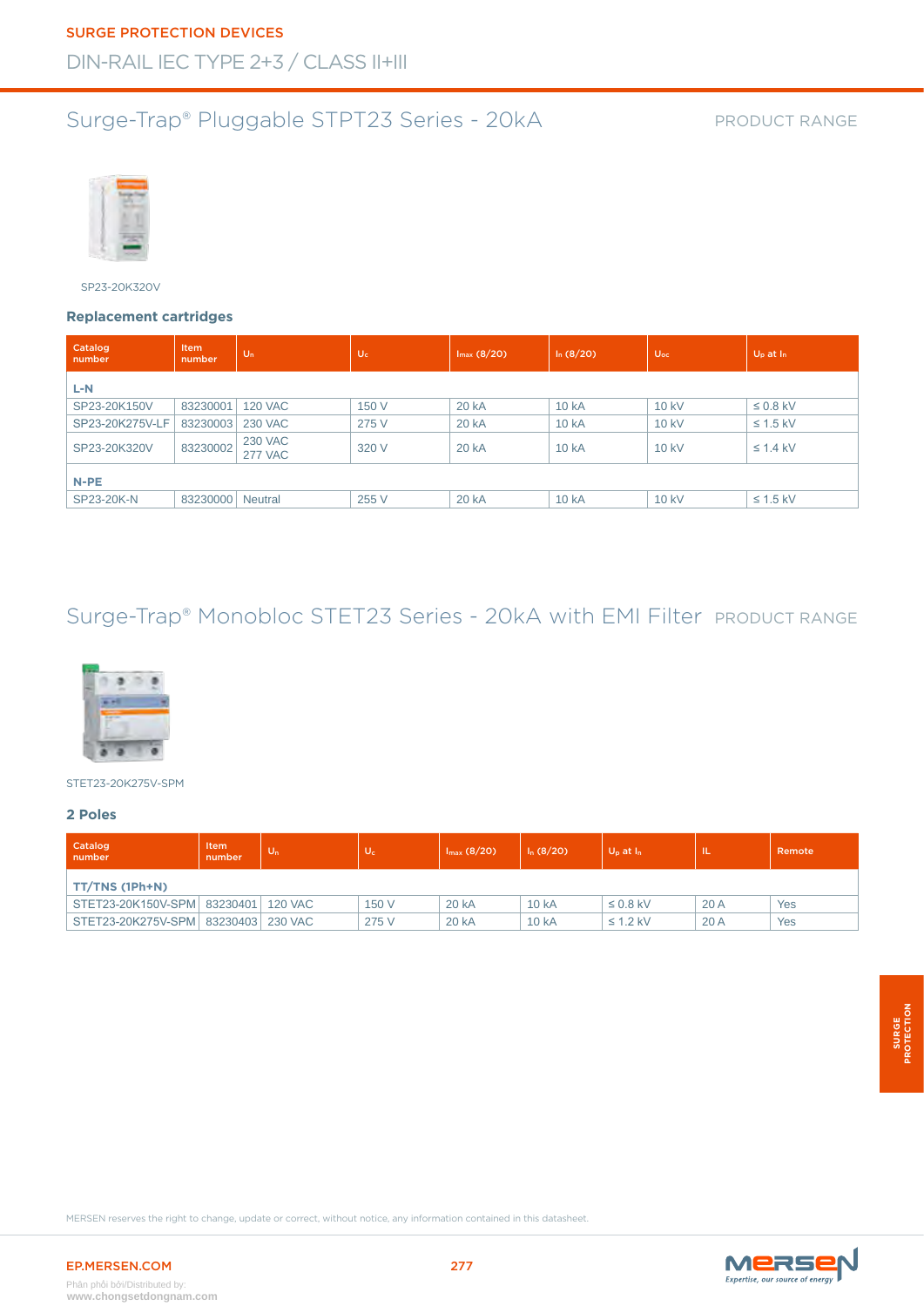SURGE PROTECTION DEVICES

DIN-RAIL IEC TYPE 2+3 / CLASS II+III

## Surge-Trap® Pluggable STPT23 Series - 20kA

PRODUCT RANGE

SP23-20K320V

### Replacement cartridges

| Catalog number | Item number | $U_n$ | $U_c$ | $I_{max}$ (8/20) | $I_n$ (8/20) | $U_{oc}$ | $U_p$ at $I_n$ |
|---|---|---|---|---|---|---|---|
| **L-N** | | | | | | | |
| SP23-20K150V | 83230001 | 120 VAC | 150 V | 20 kA | 10 kA | 10 kV | ≤ 0.8 kV |
| SP23-20K275V-LF | 83230003 | 230 VAC | 275 V | 20 kA | 10 kA | 10 kV | ≤ 1.5 kV |
| SP23-20K320V | 83230002 | 230 VAC 277 VAC | 320 V | 20 kA | 10 kA | 10 kV | ≤ 1.4 kV |
| **N-PE** | | | | | | | |
| SP23-20K-N | 83230000 | Neutral | 255 V | 20 kA | 10 kA | 10 kV | ≤ 1.5 kV |

## Surge-Trap® Monobloc STET23 Series - 20kA with EMI Filter

PRODUCT RANGE

STET23-20K275V-SPM

### 2 Poles

| Catalog number | Item number | $U_n$ | $U_c$ | $I_{max}$ (8/20) | $I_n$ (8/20) | $U_p$ at $I_n$ | IL | Remote |
|---|---|---|---|---|---|---|---|---|
| **TT/TNS (1Ph+N)** | | | | | | | | |
| STET23-20K150V-SPM | 83230401 | 120 VAC | 150 V | 20 kA | 10 kA | ≤ 0.8 kV | 20 A | Yes |
| STET23-20K275V-SPM | 83230403 | 230 VAC | 275 V | 20 kA | 10 kA | ≤ 1.2 kV | 20 A | Yes |

MERSEN reserves the right to change, update or correct, without notice, any information contained in this datasheet.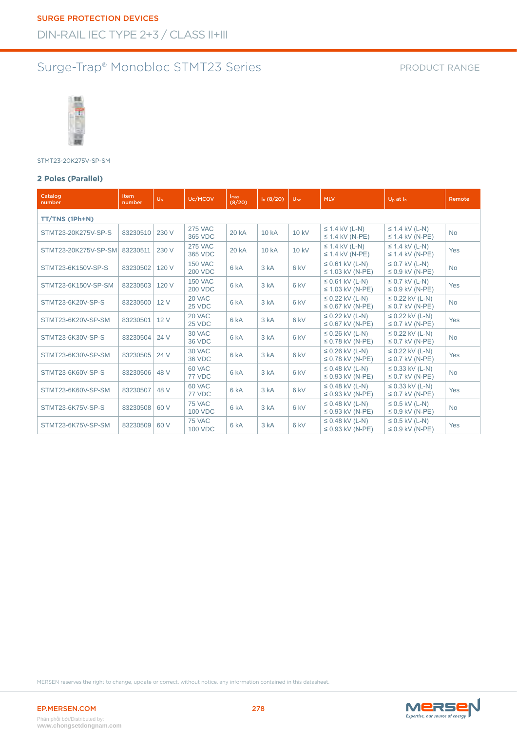SURGE PROTECTION DEVICES

DIN-RAIL IEC TYPE 2+3 / CLASS II+III

# Surge-Trap® Monobloc STMT23 Series

PRODUCT RANGE

STMT23-20K275V-SP-SM

## 2 Poles (Parallel)

| Catalog number | Item number | $U_n$ | Uc/MCOV | $I_{max}$ (8/20) | $I_n$ (8/20) | $U_{oc}$ | MLV | $U_p$ at $I_n$ | Remote |
|---|---|---|---|---|---|---|---|---|---|
| **TT/TNS (1Ph+N)** | | | | | | | | | |
| STMT23-20K275V-SP-S | 83230510 | 230 V | 275 VAC 365 VDC | 20 kA | 10 kA | 10 kV | ≤ 1.4 kV (L-N) ≤ 1.4 kV (N-PE) | ≤ 1.4 kV (L-N) ≤ 1.4 kV (N-PE) | No |
| STMT23-20K275V-SP-SM | 83230511 | 230 V | 275 VAC 365 VDC | 20 kA | 10 kA | 10 kV | ≤ 1.4 kV (L-N) ≤ 1.4 kV (N-PE) | ≤ 1.4 kV (L-N) ≤ 1.4 kV (N-PE) | Yes |
| STMT23-6K150V-SP-S | 83230502 | 120 V | 150 VAC 200 VDC | 6 kA | 3 kA | 6 kV | ≤ 0.61 kV (L-N) ≤ 1.03 kV (N-PE) | ≤ 0.7 kV (L-N) ≤ 0.9 kV (N-PE) | No |
| STMT23-6K150V-SP-SM | 83230503 | 120 V | 150 VAC 200 VDC | 6 kA | 3 kA | 6 kV | ≤ 0.61 kV (L-N) ≤ 1.03 kV (N-PE) | ≤ 0.7 kV (L-N) ≤ 0.9 kV (N-PE) | Yes |
| STMT23-6K20V-SP-S | 83230500 | 12 V | 20 VAC 25 VDC | 6 kA | 3 kA | 6 kV | ≤ 0.22 kV (L-N) ≤ 0.67 kV (N-PE) | ≤ 0.22 kV (L-N) ≤ 0.7 kV (N-PE) | No |
| STMT23-6K20V-SP-SM | 83230501 | 12 V | 20 VAC 25 VDC | 6 kA | 3 kA | 6 kV | ≤ 0.22 kV (L-N) ≤ 0.67 kV (N-PE) | ≤ 0.22 kV (L-N) ≤ 0.7 kV (N-PE) | Yes |
| STMT23-6K30V-SP-S | 83230504 | 24 V | 30 VAC 36 VDC | 6 kA | 3 kA | 6 kV | ≤ 0.26 kV (L-N) ≤ 0.78 kV (N-PE) | ≤ 0.22 kV (L-N) ≤ 0.7 kV (N-PE) | No |
| STMT23-6K30V-SP-SM | 83230505 | 24 V | 30 VAC 36 VDC | 6 kA | 3 kA | 6 kV | ≤ 0.26 kV (L-N) ≤ 0.78 kV (N-PE) | ≤ 0.22 kV (L-N) ≤ 0.7 kV (N-PE) | Yes |
| STMT23-6K60V-SP-S | 83230506 | 48 V | 60 VAC 77 VDC | 6 kA | 3 kA | 6 kV | ≤ 0.48 kV (L-N) ≤ 0.93 kV (N-PE) | ≤ 0.33 kV (L-N) ≤ 0.7 kV (N-PE) | No |
| STMT23-6K60V-SP-SM | 83230507 | 48 V | 60 VAC 77 VDC | 6 kA | 3 kA | 6 kV | ≤ 0.48 kV (L-N) ≤ 0.93 kV (N-PE) | ≤ 0.33 kV (L-N) ≤ 0.7 kV (N-PE) | Yes |
| STMT23-6K75V-SP-S | 83230508 | 60 V | 75 VAC 100 VDC | 6 kA | 3 kA | 6 kV | ≤ 0.48 kV (L-N) ≤ 0.93 kV (N-PE) | ≤ 0.5 kV (L-N) ≤ 0.9 kV (N-PE) | No |
| STMT23-6K75V-SP-SM | 83230509 | 60 V | 75 VAC 100 VDC | 6 kA | 3 kA | 6 kV | ≤ 0.48 kV (L-N) ≤ 0.93 kV (N-PE) | ≤ 0.5 kV (L-N) ≤ 0.9 kV (N-PE) | Yes |

MERSEN reserves the right to change, update or correct, without notice, any information contained in this datasheet.

EP.MERSEN.COM

Phân phối bởi/Distributed by:
www.chongsetdongnam.com

MERSEN
Expertise, our source of energy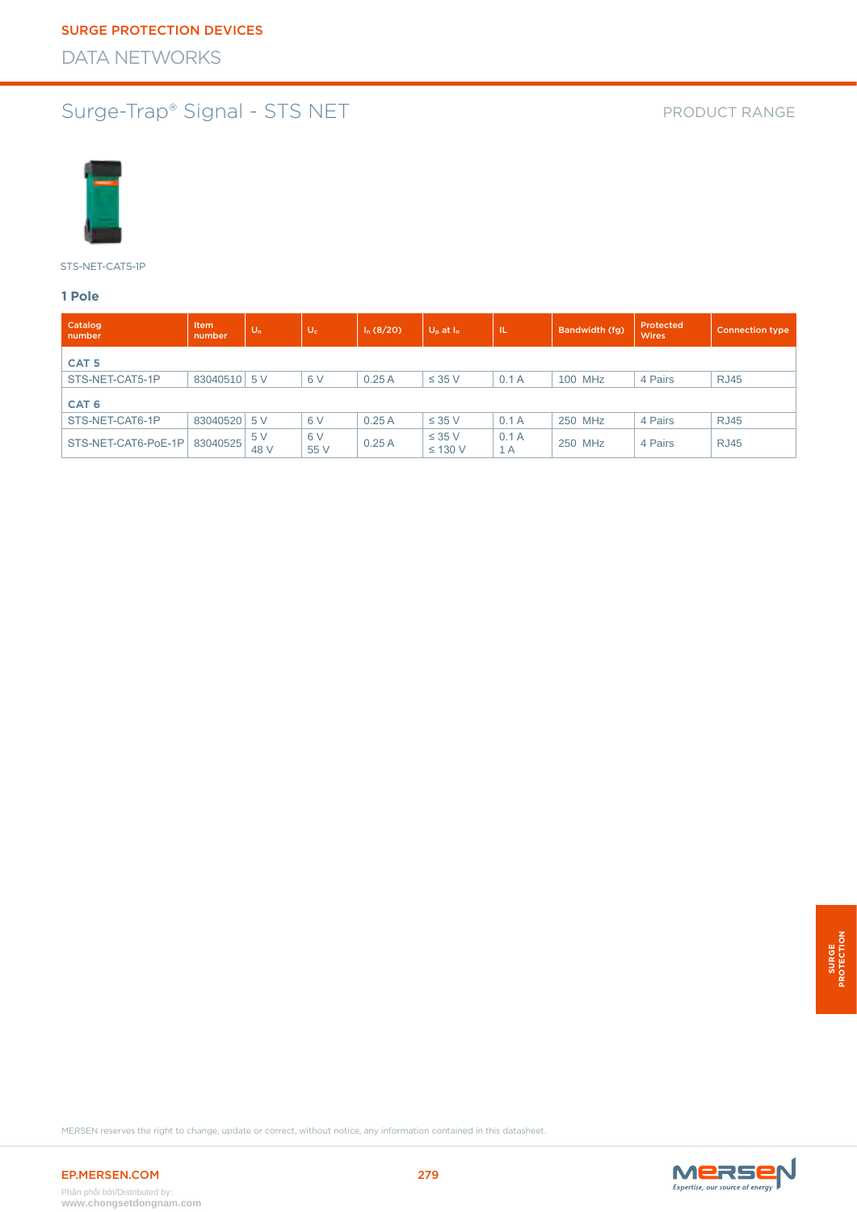SURGE PROTECTION DEVICES

DATA NETWORKS

# Surge-Trap® Signal - STS NET

PRODUCT RANGE

STS-NET-CAT5-1P

### 1 Pole

| Catalog number | Item number | $U_n$ | $U_c$ | $I_n$ (8/20) | $U_p$ at $I_n$ | IL | Bandwidth (fg) | Protected Wires | Connection type |
|---|---|---|---|---|---|---|---|---|---|
| **CAT 5** | | | | | | | | | |
| STS-NET-CAT5-1P | 83040510 | 5 V | 6 V | 0.25 A | ≤ 35 V | 0.1 A | 100 MHz | 4 Pairs | RJ45 |
| **CAT 6** | | | | | | | | | |
| STS-NET-CAT6-1P | 83040520 | 5 V | 6 V | 0.25 A | ≤ 35 V | 0.1 A | 250 MHz | 4 Pairs | RJ45 |
| STS-NET-CAT6-PoE-1P | 83040525 | 5 V<br>48 V | 6 V<br>55 V | 0.25 A | ≤ 35 V<br>≤ 130 V | 0.1 A<br>1 A | 250 MHz | 4 Pairs | RJ45 |

MERSEN reserves the right to change, update or correct, without notice, any information contained in this datasheet.

EP.MERSEN.COM

Phân phối bởi/Distributed by:
www.chongsetdongnam.com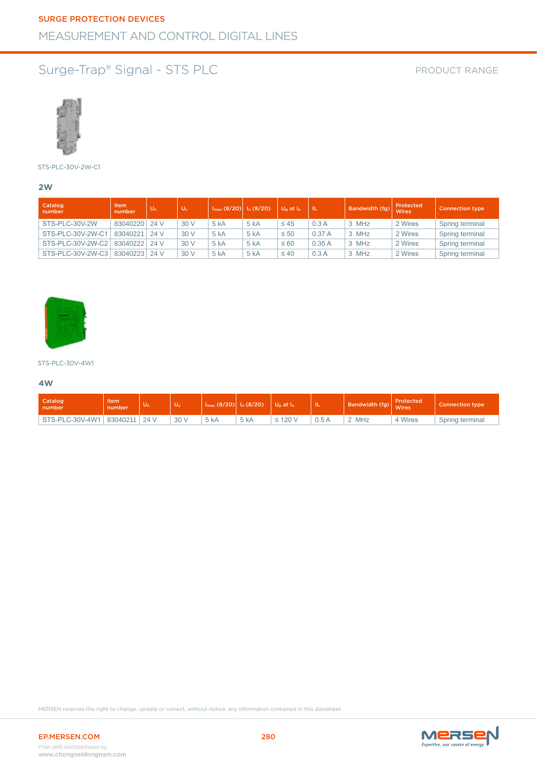SURGE PROTECTION DEVICES

MEASUREMENT AND CONTROL DIGITAL LINES

# Surge-Trap® Signal - STS PLC

PRODUCT RANGE

STS-PLC-30V-2W-C1

## 2W

| Catalog number | Item number | $U_n$ | $U_c$ | $I_{max}$ (8/20) | $I_n$ (8/20) | $U_p$ at $I_n$ | IL | Bandwidth (fg) | Protected Wires | Connection type |
|---|---|---|---|---|---|---|---|---|---|---|
| STS-PLC-30V-2W | 83040220 | 24 V | 30 V | 5 kA | 5 kA | ≤ 45 | 0.3 A | 3 MHz | 2 Wires | Spring terminal |
| STS-PLC-30V-2W-C1 | 83040221 | 24 V | 30 V | 5 kA | 5 kA | ≤ 50 | 0.37 A | 3 MHz | 2 Wires | Spring terminal |
| STS-PLC-30V-2W-C2 | 83040222 | 24 V | 30 V | 5 kA | 5 kA | ≤ 60 | 0.35 A | 3 MHz | 2 Wires | Spring terminal |
| STS-PLC-30V-2W-C3 | 83040223 | 24 V | 30 V | 5 kA | 5 kA | ≤ 40 | 0.3 A | 3 MHz | 2 Wires | Spring terminal |

STS-PLC-30V-4W1

## 4W

| Catalog number | Item number | $U_n$ | $U_c$ | $I_{max}$ (8/20) | $I_n$ (8/20) | $U_p$ at $I_n$ | IL | Bandwidth (fg) | Protected Wires | Connection type |
|---|---|---|---|---|---|---|---|---|---|---|
| STS-PLC-30V-4W1 | 83040211 | 24 V | 30 V | 5 kA | 5 kA | ≤ 120 V | 0.5 A | 2 MHz | 4 Wires | Spring terminal |

MERSEN reserves the right to change, update or correct, without notice, any information contained in this datasheet.

EP.MERSEN.COM

Phân phối bởi/Distributed by:
www.chongsetdongnam.com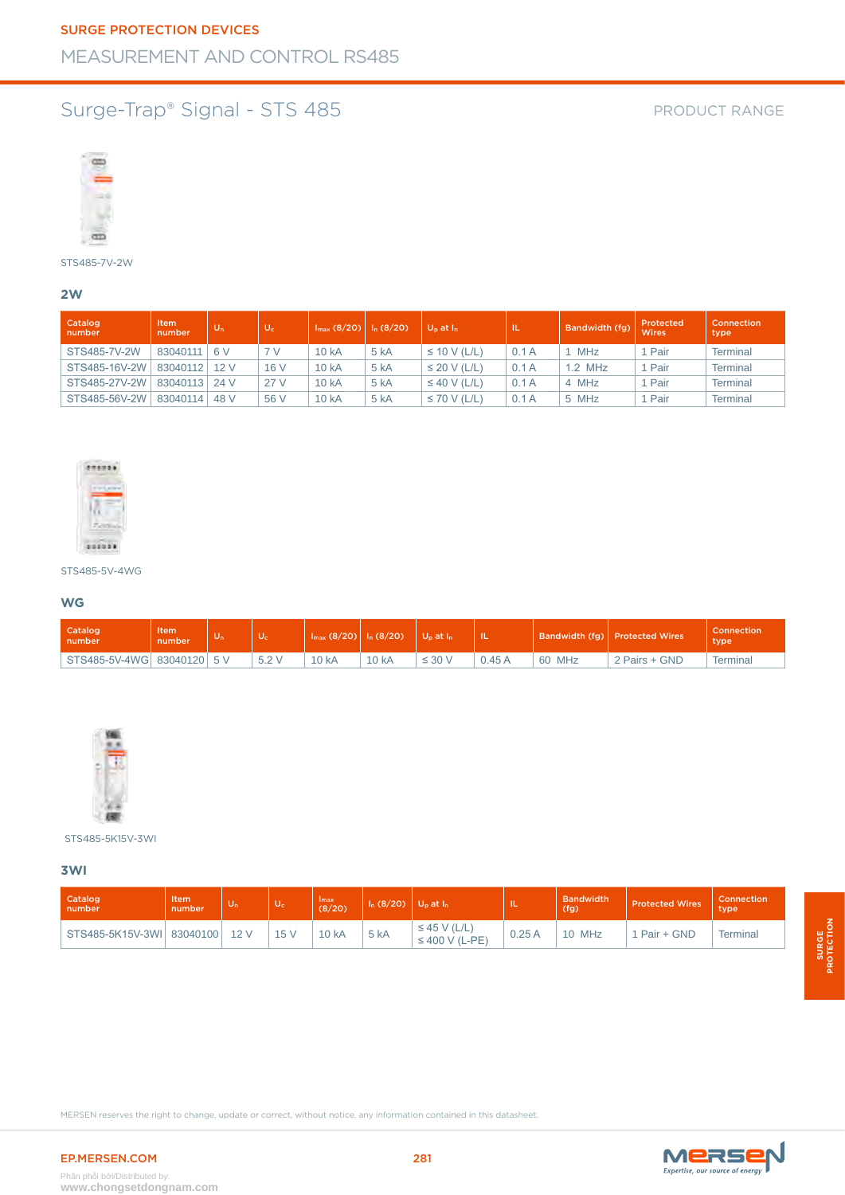SURGE PROTECTION DEVICES

MEASUREMENT AND CONTROL RS485

# Surge-Trap® Signal - STS 485

PRODUCT RANGE

STS485-7V-2W

## 2W

| Catalog number | Item number | $U_n$ | $U_c$ | $I_{max}$ (8/20) | $I_n$ (8/20) | $U_p$ at $I_n$ | IL | Bandwidth (fg) | Protected Wires | Connection type |
|---|---|---|---|---|---|---|---|---|---|---|
| STS485-7V-2W | 83040111 | 6 V | 7 V | 10 kA | 5 kA | ≤ 10 V (L/L) | 0.1 A | 1 MHz | 1 Pair | Terminal |
| STS485-16V-2W | 83040112 | 12 V | 16 V | 10 kA | 5 kA | ≤ 20 V (L/L) | 0.1 A | 1.2 MHz | 1 Pair | Terminal |
| STS485-27V-2W | 83040113 | 24 V | 27 V | 10 kA | 5 kA | ≤ 40 V (L/L) | 0.1 A | 4 MHz | 1 Pair | Terminal |
| STS485-56V-2W | 83040114 | 48 V | 56 V | 10 kA | 5 kA | ≤ 70 V (L/L) | 0.1 A | 5 MHz | 1 Pair | Terminal |

STS485-5V-4WG

## WG

| Catalog number | Item number | $U_n$ | $U_c$ | $I_{max}$ (8/20) | $I_n$ (8/20) | $U_p$ at $I_n$ | IL | Bandwidth (fg) | Protected Wires | Connection type |
|---|---|---|---|---|---|---|---|---|---|---|
| STS485-5V-4WG | 83040120 | 5 V | 5.2 V | 10 kA | 10 kA | ≤ 30 V | 0.45 A | 60 MHz | 2 Pairs + GND | Terminal |

STS485-5K15V-3WI

## 3WI

| Catalog number | Item number | $U_n$ | $U_c$ | $I_{max}$ (8/20) | $I_n$ (8/20) | $U_p$ at $I_n$ | IL | Bandwidth (fg) | Protected Wires | Connection type |
|---|---|---|---|---|---|---|---|---|---|---|
| STS485-5K15V-3WI | 83040100 | 12 V | 15 V | 10 kA | 5 kA | ≤ 45 V (L/L)<br>≤ 400 V (L-PE) | 0.25 A | 10 MHz | 1 Pair + GND | Terminal |

MERSEN reserves the right to change, update or correct, without notice, any information contained in this datasheet.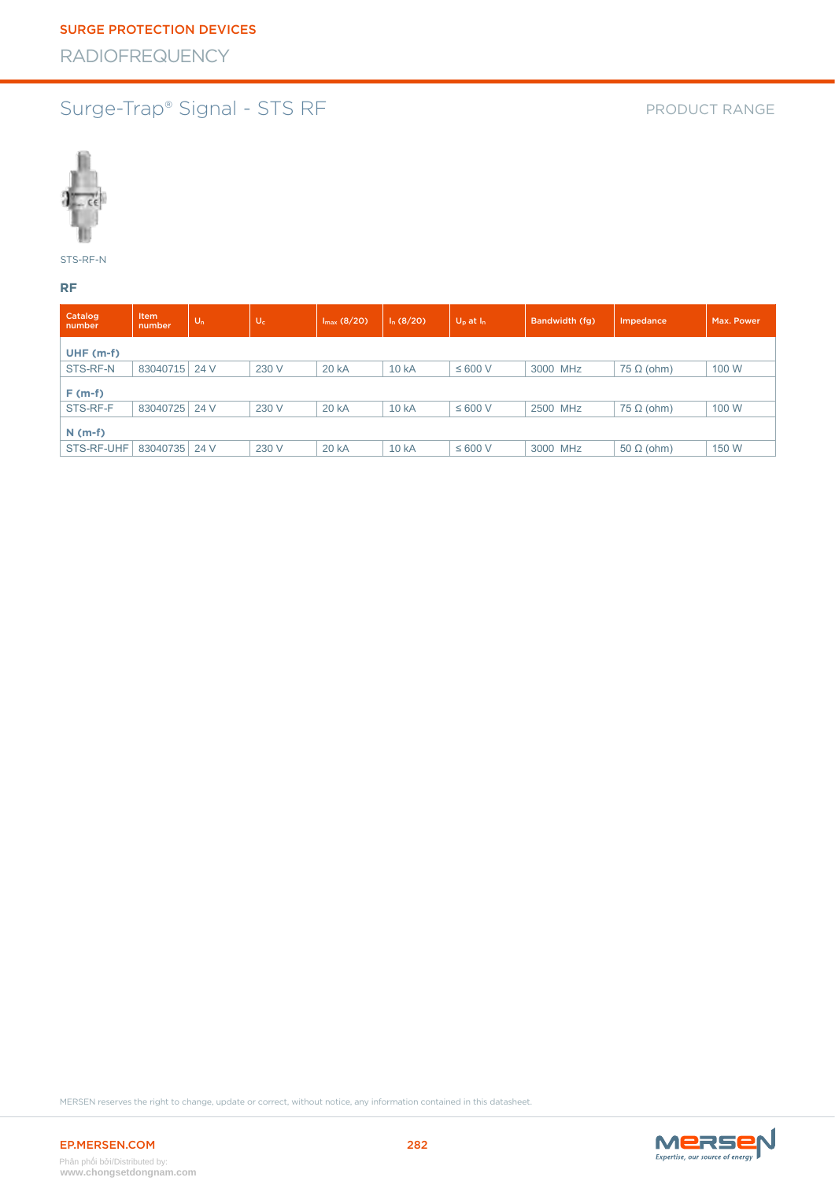SURGE PROTECTION DEVICES

RADIOFREQUENCY

# Surge-Trap® Signal - STS RF

PRODUCT RANGE

STS-RF-N

## RF

| Catalog number | Item number | $U_n$ | $U_c$ | $I_{max}$ (8/20) | $I_n$ (8/20) | $U_p$ at $I_n$ | Bandwidth (fg) | Impedance | Max. Power |
|---|---|---|---|---|---|---|---|---|---|
| **UHF (m-f)** | | | | | | | | | |
| STS-RF-N | 83040715 | 24 V | 230 V | 20 kA | 10 kA | ≤ 600 V | 3000 MHz | 75 Ω (ohm) | 100 W |
| **F (m-f)** | | | | | | | | | |
| STS-RF-F | 83040725 | 24 V | 230 V | 20 kA | 10 kA | ≤ 600 V | 2500 MHz | 75 Ω (ohm) | 100 W |
| **N (m-f)** | | | | | | | | | |
| STS-RF-UHF | 83040735 | 24 V | 230 V | 20 kA | 10 kA | ≤ 600 V | 3000 MHz | 50 Ω (ohm) | 150 W |

MERSEN reserves the right to change, update or correct, without notice, any information contained in this datasheet.

EP.MERSEN.COM

Phân phối bởi/Distributed by:
www.chongsetdongnam.com

MERSEN Expertise, our source of energy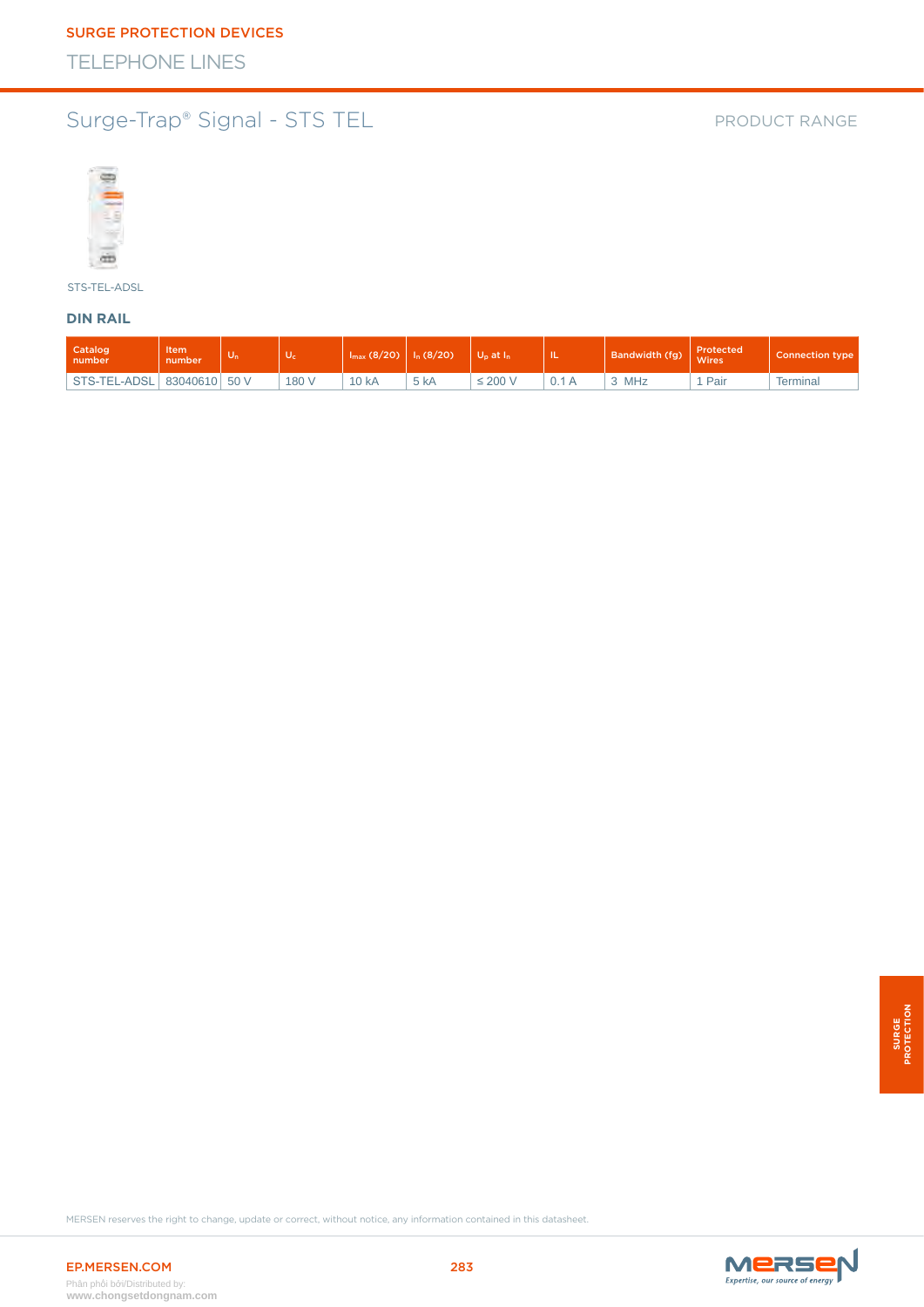SURGE PROTECTION DEVICES

TELEPHONE LINES

# Surge-Trap® Signal - STS TEL

PRODUCT RANGE

STS-TEL-ADSL

## DIN RAIL

| Catalog number | Item number | $U_n$ | $U_c$ | $I_{max}$ (8/20) | $I_n$ (8/20) | $U_p$ at $I_n$ | IL | Bandwidth (fg) | Protected Wires | Connection type |
|---|---|---|---|---|---|---|---|---|---|---|
| STS-TEL-ADSL | 83040610 | 50 V | 180 V | 10 kA | 5 kA | ≤ 200 V | 0.1 A | 3 MHz | 1 Pair | Terminal |

MERSEN reserves the right to change, update or correct, without notice, any information contained in this datasheet.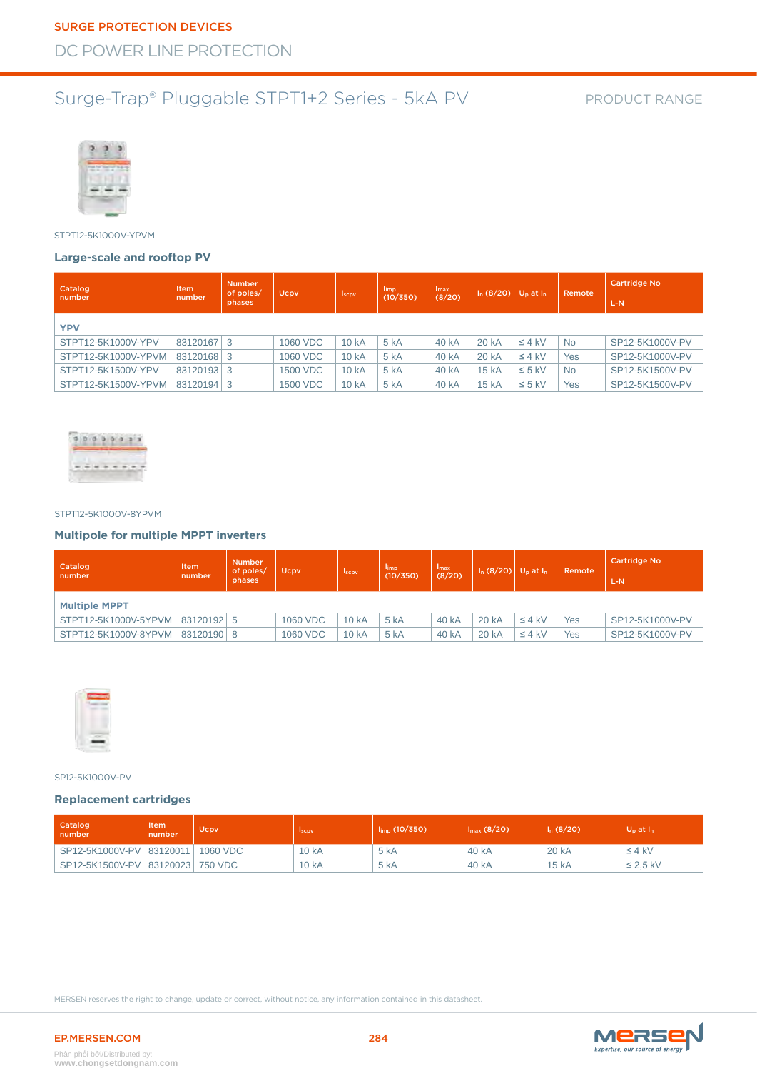SURGE PROTECTION DEVICES

DC POWER LINE PROTECTION

# Surge-Trap® Pluggable STPT1+2 Series - 5kA PV

PRODUCT RANGE

STPT12-5K1000V-YPVM

## Large-scale and rooftop PV

| Catalog number | Item number | Number of poles/ phases | Ucpv | $I_{scpv}$ | $I_{imp}$ (10/350) | $I_{max}$ (8/20) | $I_n$ (8/20) | $U_p$ at $I_n$ | Remote | Cartridge No L-N |
|---|---|---|---|---|---|---|---|---|---|---|
| **YPV** | | | | | | | | | | |
| STPT12-5K1000V-YPV | 83120167 | 3 | 1060 VDC | 10 kA | 5 kA | 40 kA | 20 kA | ≤ 4 kV | No | SP12-5K1000V-PV |
| STPT12-5K1000V-YPVM | 83120168 | 3 | 1060 VDC | 10 kA | 5 kA | 40 kA | 20 kA | ≤ 4 kV | Yes | SP12-5K1000V-PV |
| STPT12-5K1500V-YPV | 83120193 | 3 | 1500 VDC | 10 kA | 5 kA | 40 kA | 15 kA | ≤ 5 kV | No | SP12-5K1500V-PV |
| STPT12-5K1500V-YPVM | 83120194 | 3 | 1500 VDC | 10 kA | 5 kA | 40 kA | 15 kA | ≤ 5 kV | Yes | SP12-5K1500V-PV |

STPT12-5K1000V-8YPVM

## Multipole for multiple MPPT inverters

| Catalog number | Item number | Number of poles/ phases | Ucpv | $I_{scpv}$ | $I_{imp}$ (10/350) | $I_{max}$ (8/20) | $I_n$ (8/20) | $U_p$ at $I_n$ | Remote | Cartridge No L-N |
|---|---|---|---|---|---|---|---|---|---|---|
| **Multiple MPPT** | | | | | | | | | | |
| STPT12-5K1000V-5YPVM | 83120192 | 5 | 1060 VDC | 10 kA | 5 kA | 40 kA | 20 kA | ≤ 4 kV | Yes | SP12-5K1000V-PV |
| STPT12-5K1000V-8YPVM | 83120190 | 8 | 1060 VDC | 10 kA | 5 kA | 40 kA | 20 kA | ≤ 4 kV | Yes | SP12-5K1000V-PV |

SP12-5K1000V-PV

## Replacement cartridges

| Catalog number | Item number | Ucpv | $I_{scpv}$ | $I_{imp}$ (10/350) | $I_{max}$ (8/20) | $I_n$ (8/20) | $U_p$ at $I_n$ |
|---|---|---|---|---|---|---|---|
| SP12-5K1000V-PV | 83120011 | 1060 VDC | 10 kA | 5 kA | 40 kA | 20 kA | ≤ 4 kV |
| SP12-5K1500V-PV | 83120023 | 750 VDC | 10 kA | 5 kA | 40 kA | 15 kA | ≤ 2,5 kV |

MERSEN reserves the right to change, update or correct, without notice, any information contained in this datasheet.

EP.MERSEN.COM

Phân phối bởi/Distributed by:
www.chongsetdongnam.com

MERSEN
Expertise, our source of energy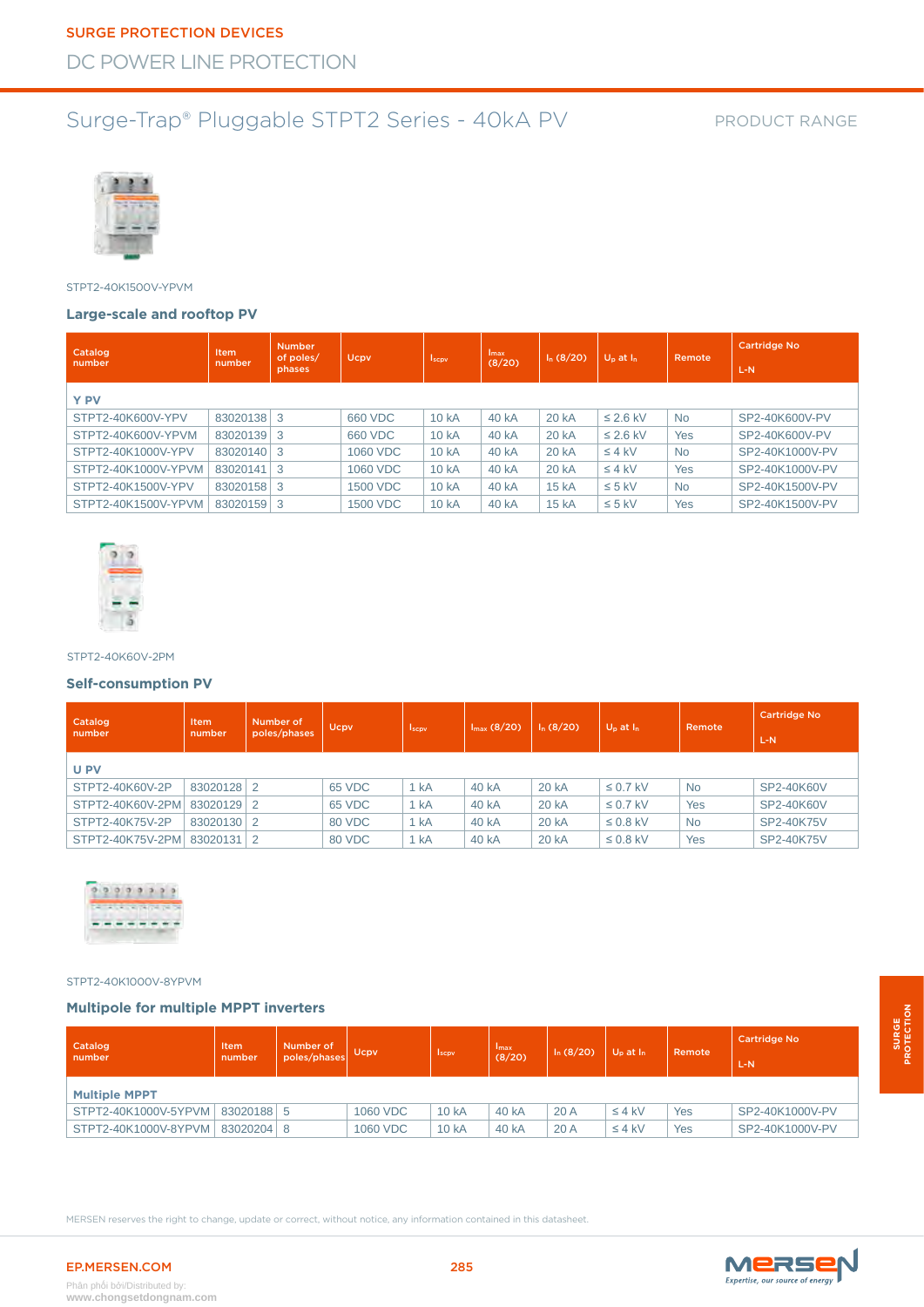SURGE PROTECTION DEVICES

DC POWER LINE PROTECTION

# Surge-Trap® Pluggable STPT2 Series - 40kA PV

PRODUCT RANGE

STPT2-40K1500V-YPVM

## Large-scale and rooftop PV

| Catalog number | Item number | Number of poles/ phases | Ucpv | $I_{scpv}$ | $I_{max}$ (8/20) | $I_n$ (8/20) | $U_p$ at $I_n$ | Remote | Cartridge No L-N |
|---|---|---|---|---|---|---|---|---|---|
| **Y PV** | | | | | | | | | |
| STPT2-40K600V-YPV | 83020138 | 3 | 660 VDC | 10 kA | 40 kA | 20 kA | ≤ 2.6 kV | No | SP2-40K600V-PV |
| STPT2-40K600V-YPVM | 83020139 | 3 | 660 VDC | 10 kA | 40 kA | 20 kA | ≤ 2.6 kV | Yes | SP2-40K600V-PV |
| STPT2-40K1000V-YPV | 83020140 | 3 | 1060 VDC | 10 kA | 40 kA | 20 kA | ≤ 4 kV | No | SP2-40K1000V-PV |
| STPT2-40K1000V-YPVM | 83020141 | 3 | 1060 VDC | 10 kA | 40 kA | 20 kA | ≤ 4 kV | Yes | SP2-40K1000V-PV |
| STPT2-40K1500V-YPV | 83020158 | 3 | 1500 VDC | 10 kA | 40 kA | 15 kA | ≤ 5 kV | No | SP2-40K1500V-PV |
| STPT2-40K1500V-YPVM | 83020159 | 3 | 1500 VDC | 10 kA | 40 kA | 15 kA | ≤ 5 kV | Yes | SP2-40K1500V-PV |

STPT2-40K60V-2PM

## Self-consumption PV

| Catalog number | Item number | Number of poles/phases | Ucpv | $I_{scpv}$ | $I_{max}$ (8/20) | $I_n$ (8/20) | $U_p$ at $I_n$ | Remote | Cartridge No L-N |
|---|---|---|---|---|---|---|---|---|---|
| **U PV** | | | | | | | | | |
| STPT2-40K60V-2P | 83020128 | 2 | 65 VDC | 1 kA | 40 kA | 20 kA | ≤ 0.7 kV | No | SP2-40K60V |
| STPT2-40K60V-2PM | 83020129 | 2 | 65 VDC | 1 kA | 40 kA | 20 kA | ≤ 0.7 kV | Yes | SP2-40K60V |
| STPT2-40K75V-2P | 83020130 | 2 | 80 VDC | 1 kA | 40 kA | 20 kA | ≤ 0.8 kV | No | SP2-40K75V |
| STPT2-40K75V-2PM | 83020131 | 2 | 80 VDC | 1 kA | 40 kA | 20 kA | ≤ 0.8 kV | Yes | SP2-40K75V |

STPT2-40K1000V-8YPVM

## Multipole for multiple MPPT inverters

| Catalog number | Item number | Number of poles/phases | Ucpv | $I_{scpv}$ | $I_{max}$ (8/20) | $I_n$ (8/20) | $U_p$ at $I_n$ | Remote | Cartridge No L-N |
|---|---|---|---|---|---|---|---|---|---|
| **Multiple MPPT** | | | | | | | | | |
| STPT2-40K1000V-5YPVM | 83020188 | 5 | 1060 VDC | 10 kA | 40 kA | 20 A | ≤ 4 kV | Yes | SP2-40K1000V-PV |
| STPT2-40K1000V-8YPVM | 83020204 | 8 | 1060 VDC | 10 kA | 40 kA | 20 A | ≤ 4 kV | Yes | SP2-40K1000V-PV |

MERSEN reserves the right to change, update or correct, without notice, any information contained in this datasheet.

EP.MERSEN.COM

Phân phối bởi/Distributed by:
www.chongsetdongnam.com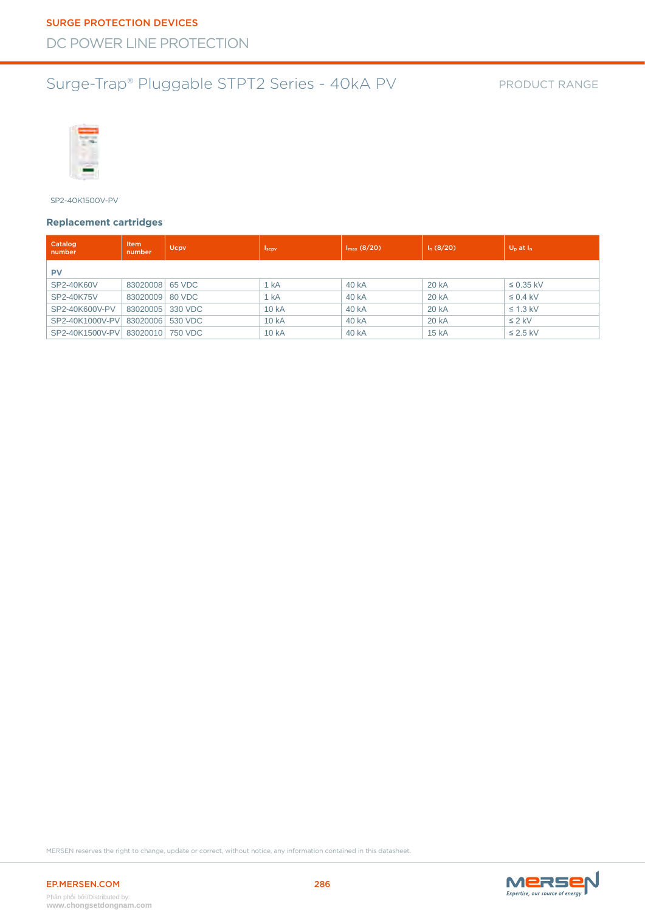SURGE PROTECTION DEVICES

DC POWER LINE PROTECTION

# Surge-Trap® Pluggable STPT2 Series - 40kA PV

PRODUCT RANGE

SP2-40K1500V-PV

## Replacement cartridges

| Catalog number | Item number | Ucpv | $I_{scpv}$ | $I_{max}$ (8/20) | $I_n$ (8/20) | $U_p$ at $I_n$ |
|---|---|---|---|---|---|---|
| **PV** | | | | | | |
| SP2-40K60V | 83020008 | 65 VDC | 1 kA | 40 kA | 20 kA | ≤ 0.35 kV |
| SP2-40K75V | 83020009 | 80 VDC | 1 kA | 40 kA | 20 kA | ≤ 0.4 kV |
| SP2-40K600V-PV | 83020005 | 330 VDC | 10 kA | 40 kA | 20 kA | ≤ 1.3 kV |
| SP2-40K1000V-PV | 83020006 | 530 VDC | 10 kA | 40 kA | 20 kA | ≤ 2 kV |
| SP2-40K1500V-PV | 83020010 | 750 VDC | 10 kA | 40 kA | 15 kA | ≤ 2.5 kV |

MERSEN reserves the right to change, update or correct, without notice, any information contained in this datasheet.

EP.MERSEN.COM

Phân phối bởi/Distributed by:
www.chongsetdongnam.com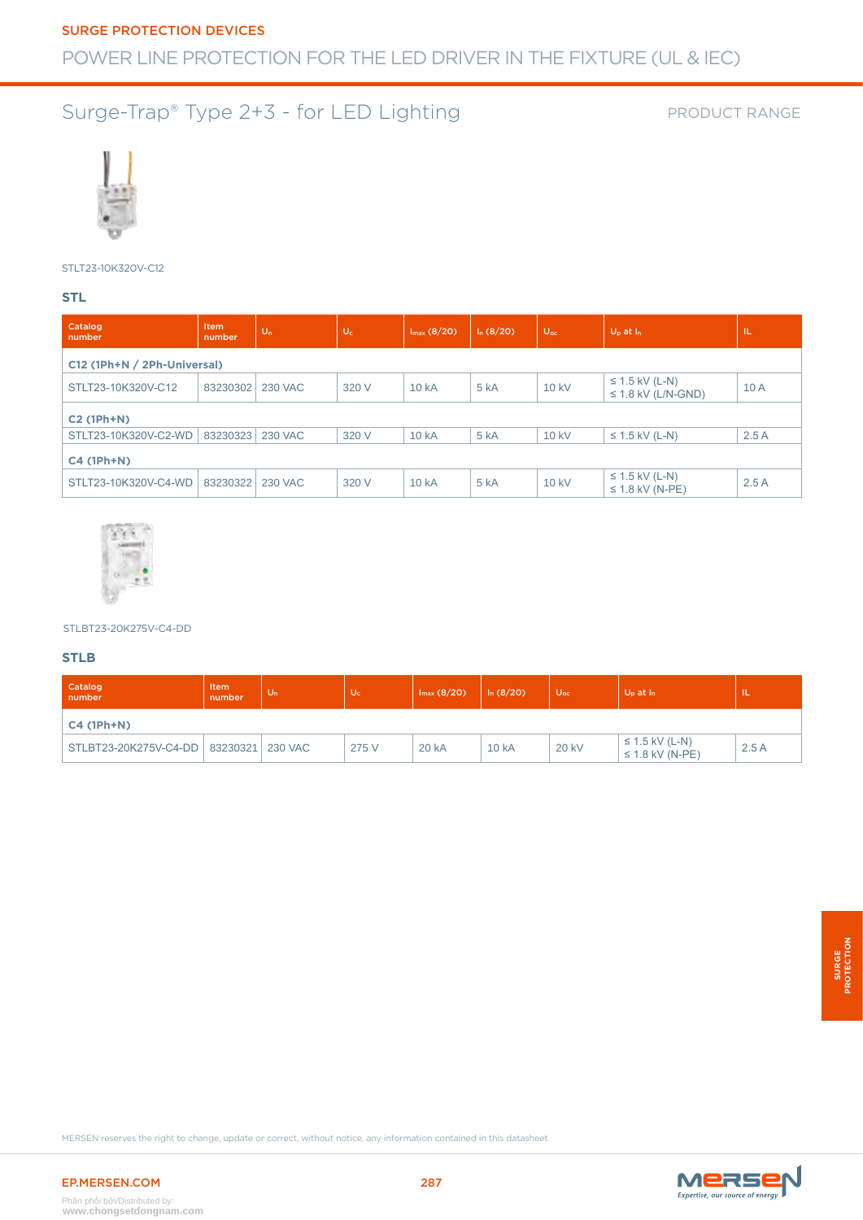SURGE PROTECTION DEVICES

POWER LINE PROTECTION FOR THE LED DRIVER IN THE FIXTURE (UL & IEC)

# Surge-Trap® Type 2+3 - for LED Lighting

PRODUCT RANGE

STLT23-10K320V-C12

## STL

| Catalog number | Item number | $U_n$ | $U_c$ | $I_{max}$ (8/20) | $I_n$ (8/20) | $U_{oc}$ | $U_p$ at $I_n$ | IL |
|---|---|---|---|---|---|---|---|---|
| **C12 (1Ph+N / 2Ph-Universal)** | | | | | | | | |
| STLT23-10K320V-C12 | 83230302 | 230 VAC | 320 V | 10 kA | 5 kA | 10 kV | ≤ 1.5 kV (L-N)<br>≤ 1.8 kV (L/N-GND) | 10 A |
| **C2 (1Ph+N)** | | | | | | | | |
| STLT23-10K320V-C2-WD | 83230323 | 230 VAC | 320 V | 10 kA | 5 kA | 10 kV | ≤ 1.5 kV (L-N) | 2.5 A |
| **C4 (1Ph+N)** | | | | | | | | |
| STLT23-10K320V-C4-WD | 83230322 | 230 VAC | 320 V | 10 kA | 5 kA | 10 kV | ≤ 1.5 kV (L-N)<br>≤ 1.8 kV (N-PE) | 2.5 A |

STLBT23-20K275V-C4-DD

## STLB

| Catalog number | Item number | $U_n$ | $U_c$ | $I_{max}$ (8/20) | $I_n$ (8/20) | $U_{oc}$ | $U_p$ at $I_n$ | IL |
|---|---|---|---|---|---|---|---|---|
| **C4 (1Ph+N)** | | | | | | | | |
| STLBT23-20K275V-C4-DD | 83230321 | 230 VAC | 275 V | 20 kA | 10 kA | 20 kV | ≤ 1.5 kV (L-N)<br>≤ 1.8 kV (N-PE) | 2.5 A |

MERSEN reserves the right to change, update or correct, without notice, any information contained in this datasheet.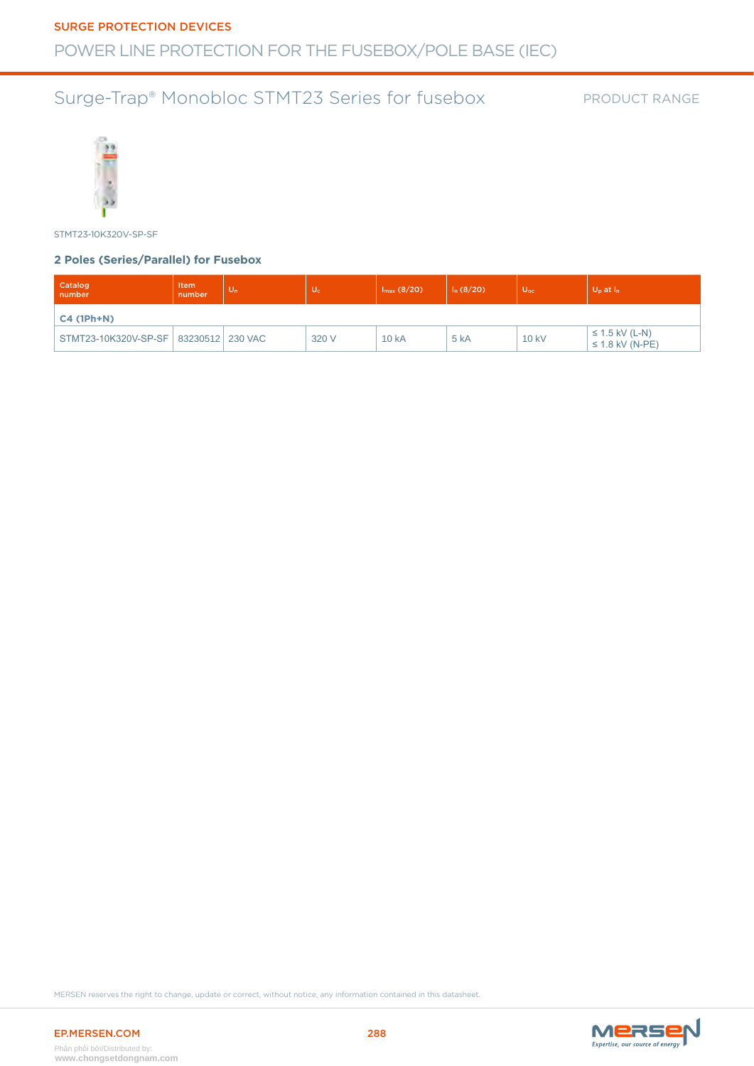SURGE PROTECTION DEVICES

POWER LINE PROTECTION FOR THE FUSEBOX/POLE BASE (IEC)

# Surge-Trap® Monobloc STMT23 Series for fusebox

PRODUCT RANGE

STMT23-10K320V-SP-SF

## 2 Poles (Series/Parallel) for Fusebox

| Catalog number | Item number | $U_n$ | $U_c$ | $I_{max}$ (8/20) | $I_n$ (8/20) | $U_{oc}$ | $U_p$ at $I_n$ |
|---|---|---|---|---|---|---|---|
| **C4 (1Ph+N)** | | | | | | | |
| STMT23-10K320V-SP-SF | 83230512 | 230 VAC | 320 V | 10 kA | 5 kA | 10 kV | ≤ 1.5 kV (L-N) ≤ 1.8 kV (N-PE) |

MERSEN reserves the right to change, update or correct, without notice, any information contained in this datasheet.

EP.MERSEN.COM

Phân phối bởi/Distributed by:
www.chongsetdongnam.com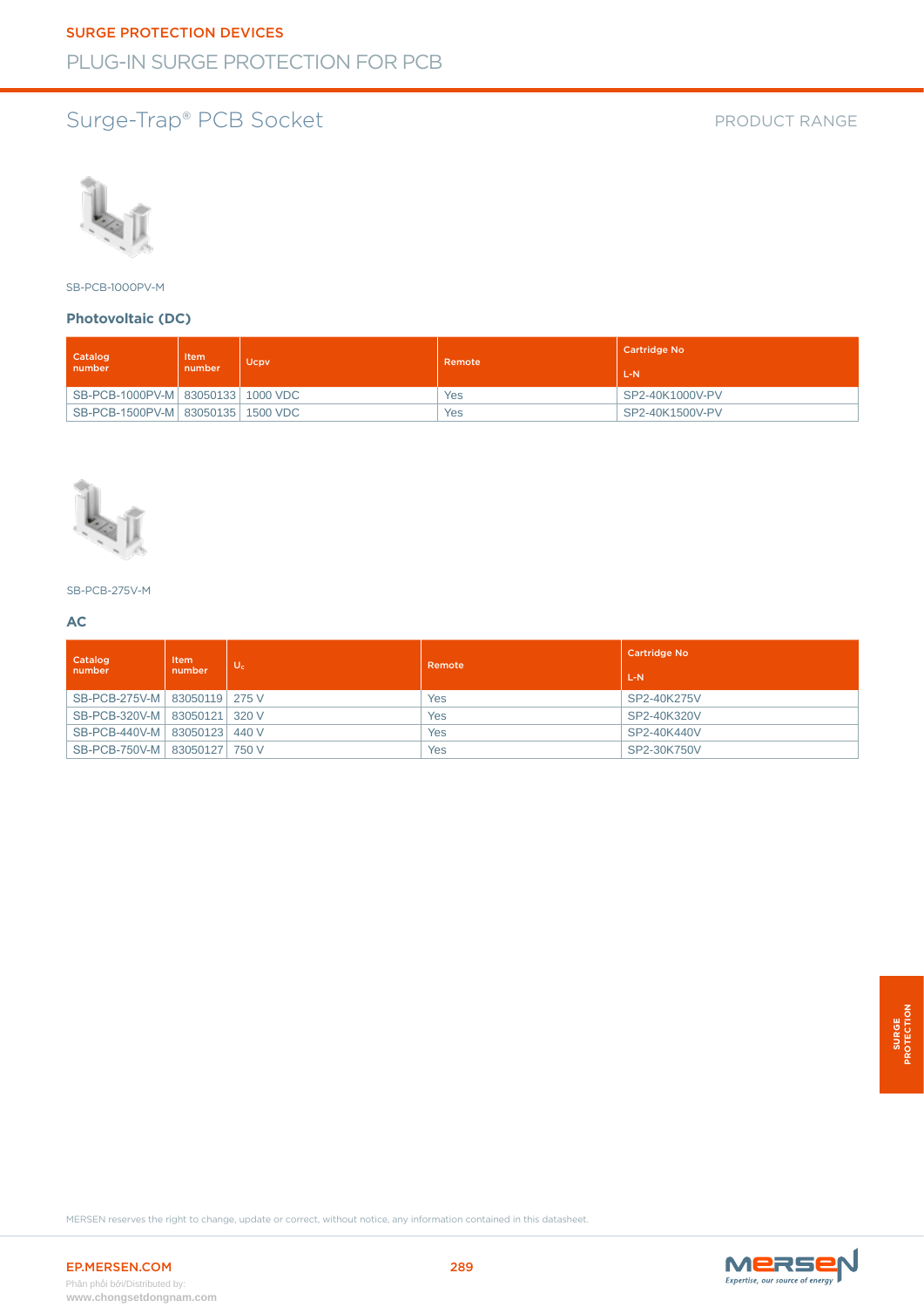# Surge-Trap® PCB Socket

PRODUCT RANGE

SB-PCB-1000PV-M

## Photovoltaic (DC)

| Catalog number | Item number | Ucpv | Remote | Cartridge No L-N |
|---|---|---|---|---|
| SB-PCB-1000PV-M | 83050133 | 1000 VDC | Yes | SP2-40K1000V-PV |
| SB-PCB-1500PV-M | 83050135 | 1500 VDC | Yes | SP2-40K1500V-PV |

SB-PCB-275V-M

## AC

| Catalog number | Item number | $U_c$ | Remote | Cartridge No L-N |
|---|---|---|---|---|
| SB-PCB-275V-M | 83050119 | 275 V | Yes | SP2-40K275V |
| SB-PCB-320V-M | 83050121 | 320 V | Yes | SP2-40K320V |
| SB-PCB-440V-M | 83050123 | 440 V | Yes | SP2-40K440V |
| SB-PCB-750V-M | 83050127 | 750 V | Yes | SP2-30K750V |

MERSEN reserves the right to change, update or correct, without notice, any information contained in this datasheet.